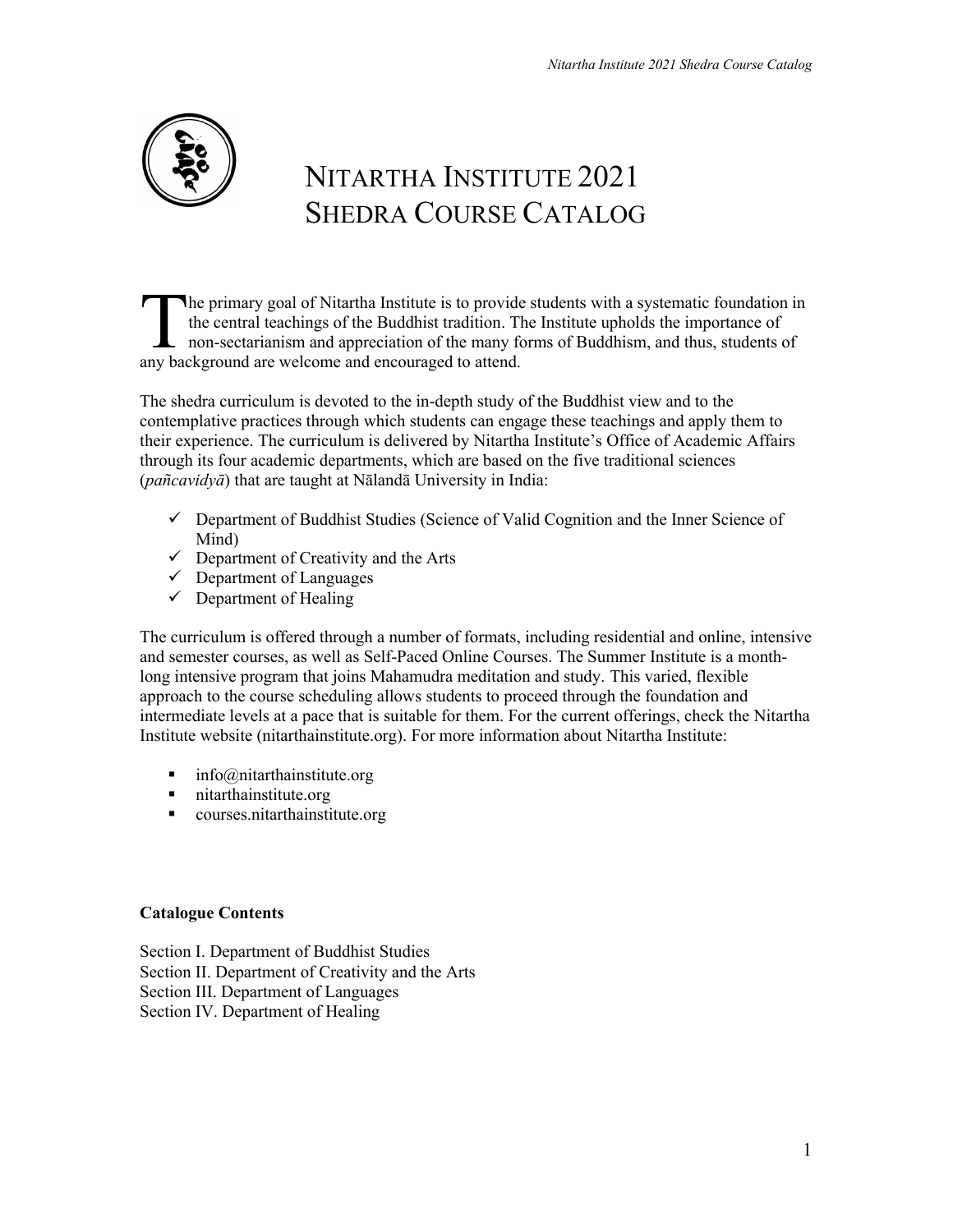# NITARTHA INSTITUTE 2021 SHEDRA COURSE CATALOG

The primary goal of Nitartha Institute is to provide students with a systematic foundation in the central teachings of the Buddhist tradition. The Institute upholds the importance of non-sectarianism and appreciation of the many forms of Buddhism, and thus, students of any background are welcome and encouraged to attend.

The shedra curriculum is devoted to the in-depth study of the Buddhist view and to the contemplative practices through which students can engage these teachings and apply them to their experience. The curriculum is delivered by Nitartha Institute's Office of Academic Affairs through its four academic departments, which are based on the five traditional sciences (*pañcavidyā*) that are taught at Nālandā University in India:

- ✓ Department of Buddhist Studies (Science of Valid Cognition and the Inner Science of Mind)
- ✓ Department of Creativity and the Arts
- ✓ Department of Languages
- ✓ Department of Healing

The curriculum is offered through a number of formats, including residential and online, intensive and semester courses, as well as Self-Paced Online Courses. The Summer Institute is a month-long intensive program that joins Mahamudra meditation and study. This varied, flexible approach to the course scheduling allows students to proceed through the foundation and intermediate levels at a pace that is suitable for them. For the current offerings, check the Nitartha Institute website (nitarthainstitute.org). For more information about Nitartha Institute:

- info@nitarthainstitute.org
- nitarthainstitute.org
- courses.nitarthainstitute.org

**Catalogue Contents**

Section I. Department of Buddhist Studies
Section II. Department of Creativity and the Arts
Section III. Department of Languages
Section IV. Department of Healing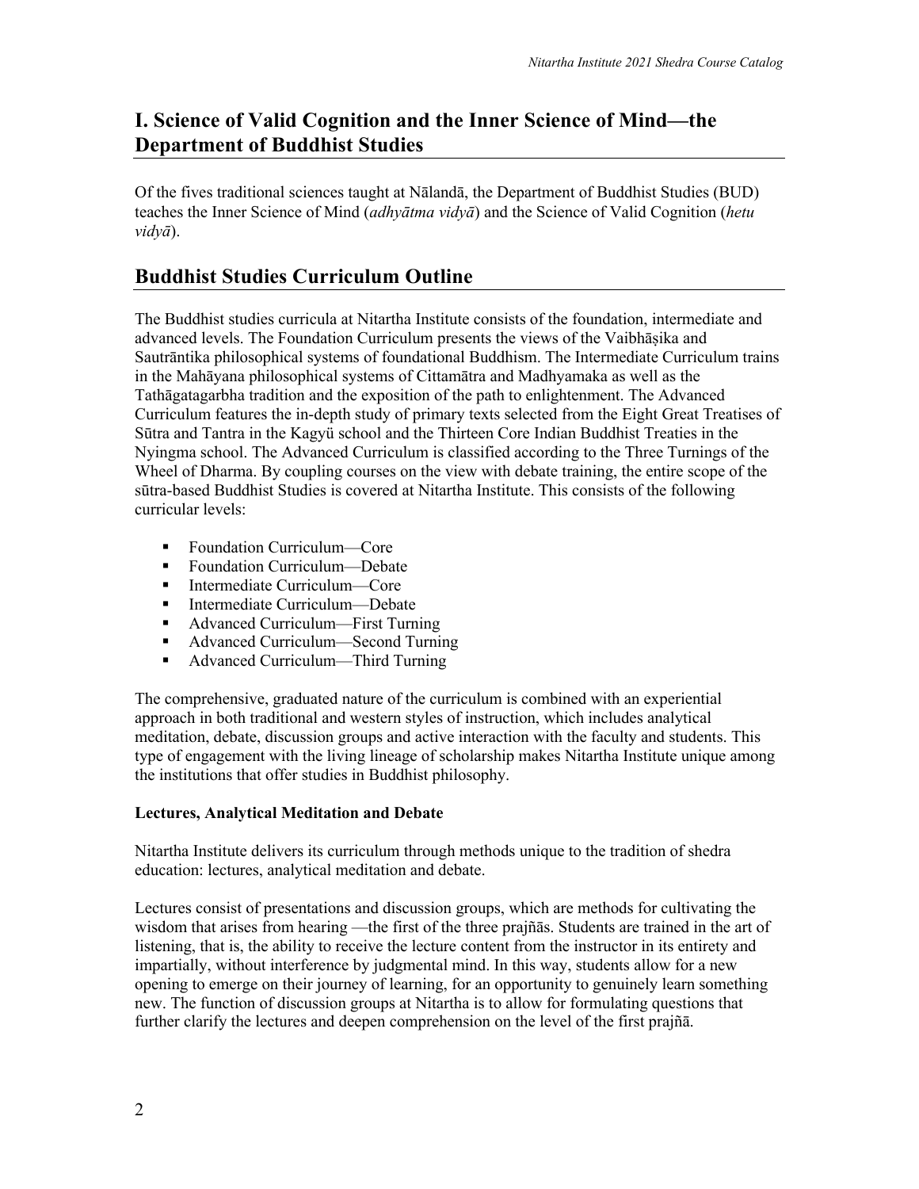## I. Science of Valid Cognition and the Inner Science of Mind—the Department of Buddhist Studies

Of the fives traditional sciences taught at Nālandā, the Department of Buddhist Studies (BUD) teaches the Inner Science of Mind (*adhyātma vidyā*) and the Science of Valid Cognition (*hetu vidyā*).

## Buddhist Studies Curriculum Outline

The Buddhist studies curricula at Nitartha Institute consists of the foundation, intermediate and advanced levels. The Foundation Curriculum presents the views of the Vaibhāṣika and Sautrāntika philosophical systems of foundational Buddhism. The Intermediate Curriculum trains in the Mahāyana philosophical systems of Cittamātra and Madhyamaka as well as the Tathāgatagarbha tradition and the exposition of the path to enlightenment. The Advanced Curriculum features the in-depth study of primary texts selected from the Eight Great Treatises of Sūtra and Tantra in the Kagyü school and the Thirteen Core Indian Buddhist Treaties in the Nyingma school. The Advanced Curriculum is classified according to the Three Turnings of the Wheel of Dharma. By coupling courses on the view with debate training, the entire scope of the sūtra-based Buddhist Studies is covered at Nitartha Institute. This consists of the following curricular levels:

- Foundation Curriculum—Core
- Foundation Curriculum—Debate
- Intermediate Curriculum—Core
- Intermediate Curriculum—Debate
- Advanced Curriculum—First Turning
- Advanced Curriculum—Second Turning
- Advanced Curriculum—Third Turning

The comprehensive, graduated nature of the curriculum is combined with an experiential approach in both traditional and western styles of instruction, which includes analytical meditation, debate, discussion groups and active interaction with the faculty and students. This type of engagement with the living lineage of scholarship makes Nitartha Institute unique among the institutions that offer studies in Buddhist philosophy.

**Lectures, Analytical Meditation and Debate**

Nitartha Institute delivers its curriculum through methods unique to the tradition of shedra education: lectures, analytical meditation and debate.

Lectures consist of presentations and discussion groups, which are methods for cultivating the wisdom that arises from hearing —the first of the three prajñās. Students are trained in the art of listening, that is, the ability to receive the lecture content from the instructor in its entirety and impartially, without interference by judgmental mind. In this way, students allow for a new opening to emerge on their journey of learning, for an opportunity to genuinely learn something new. The function of discussion groups at Nitartha is to allow for formulating questions that further clarify the lectures and deepen comprehension on the level of the first prajñā.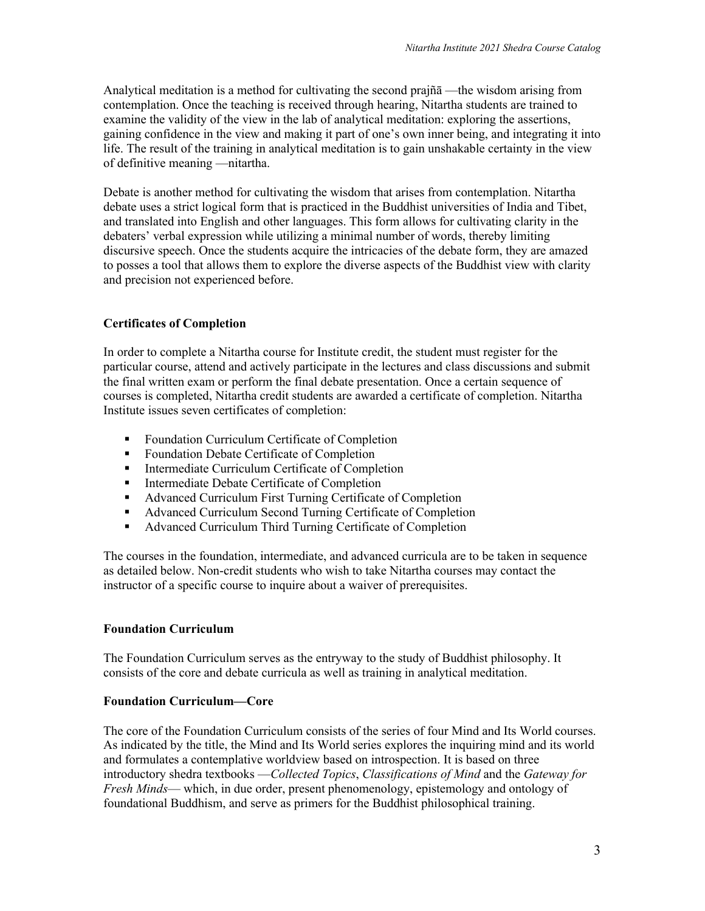Analytical meditation is a method for cultivating the second prajñā —the wisdom arising from contemplation. Once the teaching is received through hearing, Nitartha students are trained to examine the validity of the view in the lab of analytical meditation: exploring the assertions, gaining confidence in the view and making it part of one's own inner being, and integrating it into life. The result of the training in analytical meditation is to gain unshakable certainty in the view of definitive meaning —nitartha.

Debate is another method for cultivating the wisdom that arises from contemplation. Nitartha debate uses a strict logical form that is practiced in the Buddhist universities of India and Tibet, and translated into English and other languages. This form allows for cultivating clarity in the debaters' verbal expression while utilizing a minimal number of words, thereby limiting discursive speech. Once the students acquire the intricacies of the debate form, they are amazed to posses a tool that allows them to explore the diverse aspects of the Buddhist view with clarity and precision not experienced before.

### Certificates of Completion

In order to complete a Nitartha course for Institute credit, the student must register for the particular course, attend and actively participate in the lectures and class discussions and submit the final written exam or perform the final debate presentation. Once a certain sequence of courses is completed, Nitartha credit students are awarded a certificate of completion. Nitartha Institute issues seven certificates of completion:

- Foundation Curriculum Certificate of Completion
- Foundation Debate Certificate of Completion
- Intermediate Curriculum Certificate of Completion
- Intermediate Debate Certificate of Completion
- Advanced Curriculum First Turning Certificate of Completion
- Advanced Curriculum Second Turning Certificate of Completion
- Advanced Curriculum Third Turning Certificate of Completion

The courses in the foundation, intermediate, and advanced curricula are to be taken in sequence as detailed below. Non-credit students who wish to take Nitartha courses may contact the instructor of a specific course to inquire about a waiver of prerequisites.

### Foundation Curriculum

The Foundation Curriculum serves as the entryway to the study of Buddhist philosophy. It consists of the core and debate curricula as well as training in analytical meditation.

### Foundation Curriculum—Core

The core of the Foundation Curriculum consists of the series of four Mind and Its World courses. As indicated by the title, the Mind and Its World series explores the inquiring mind and its world and formulates a contemplative worldview based on introspection. It is based on three introductory shedra textbooks —*Collected Topics*, *Classifications of Mind* and the *Gateway for Fresh Minds*— which, in due order, present phenomenology, epistemology and ontology of foundational Buddhism, and serve as primers for the Buddhist philosophical training.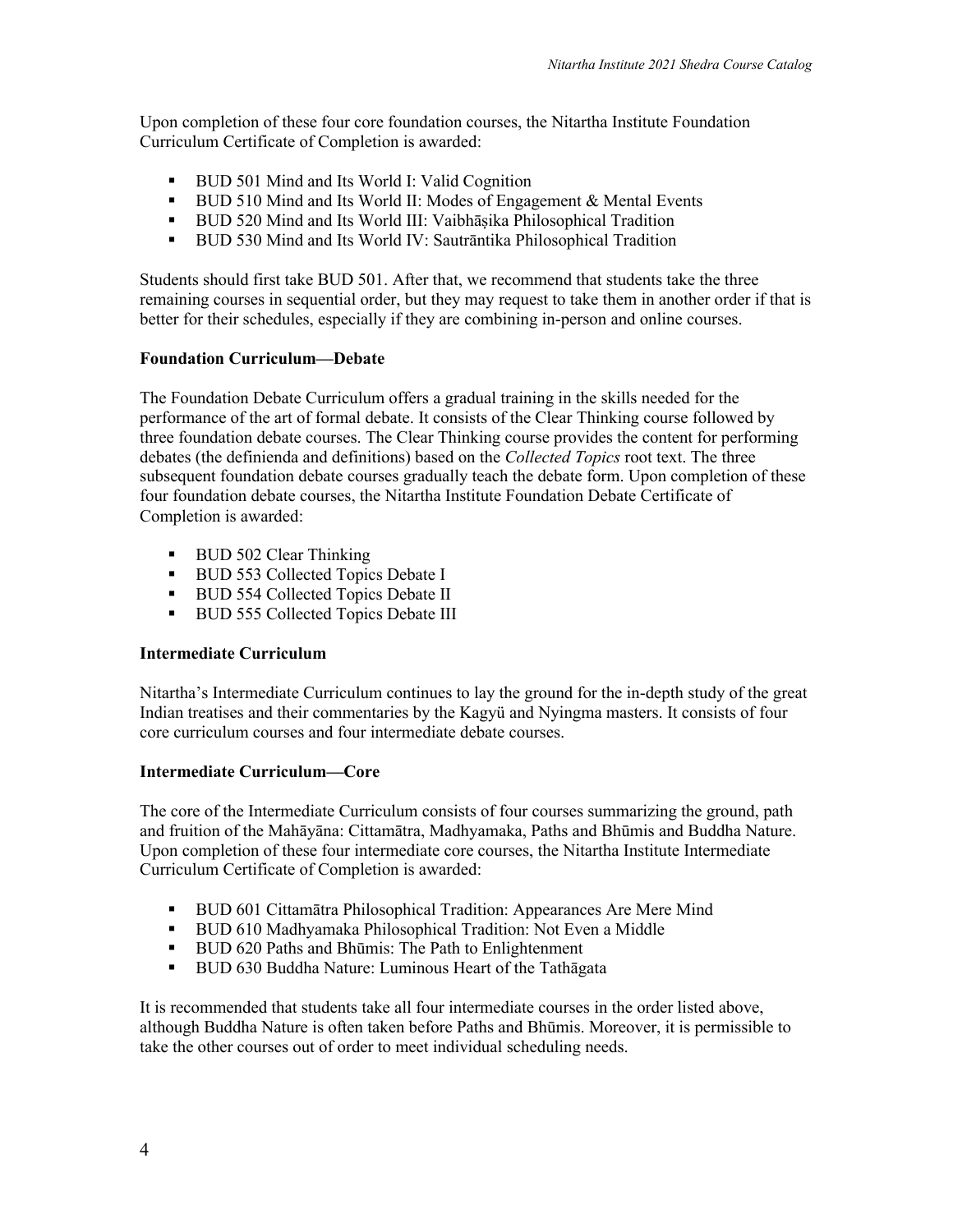Upon completion of these four core foundation courses, the Nitartha Institute Foundation Curriculum Certificate of Completion is awarded:

- BUD 501 Mind and Its World I: Valid Cognition
- BUD 510 Mind and Its World II: Modes of Engagement & Mental Events
- BUD 520 Mind and Its World III: Vaibhāṣika Philosophical Tradition
- BUD 530 Mind and Its World IV: Sautrāntika Philosophical Tradition

Students should first take BUD 501. After that, we recommend that students take the three remaining courses in sequential order, but they may request to take them in another order if that is better for their schedules, especially if they are combining in-person and online courses.

**Foundation Curriculum—Debate**

The Foundation Debate Curriculum offers a gradual training in the skills needed for the performance of the art of formal debate. It consists of the Clear Thinking course followed by three foundation debate courses. The Clear Thinking course provides the content for performing debates (the definienda and definitions) based on the *Collected Topics* root text. The three subsequent foundation debate courses gradually teach the debate form. Upon completion of these four foundation debate courses, the Nitartha Institute Foundation Debate Certificate of Completion is awarded:

- BUD 502 Clear Thinking
- BUD 553 Collected Topics Debate I
- BUD 554 Collected Topics Debate II
- BUD 555 Collected Topics Debate III

**Intermediate Curriculum**

Nitartha's Intermediate Curriculum continues to lay the ground for the in-depth study of the great Indian treatises and their commentaries by the Kagyü and Nyingma masters. It consists of four core curriculum courses and four intermediate debate courses.

**Intermediate Curriculum—Core**

The core of the Intermediate Curriculum consists of four courses summarizing the ground, path and fruition of the Mahāyāna: Cittamātra, Madhyamaka, Paths and Bhūmis and Buddha Nature. Upon completion of these four intermediate core courses, the Nitartha Institute Intermediate Curriculum Certificate of Completion is awarded:

- BUD 601 Cittamātra Philosophical Tradition: Appearances Are Mere Mind
- BUD 610 Madhyamaka Philosophical Tradition: Not Even a Middle
- BUD 620 Paths and Bhūmis: The Path to Enlightenment
- BUD 630 Buddha Nature: Luminous Heart of the Tathāgata

It is recommended that students take all four intermediate courses in the order listed above, although Buddha Nature is often taken before Paths and Bhūmis. Moreover, it is permissible to take the other courses out of order to meet individual scheduling needs.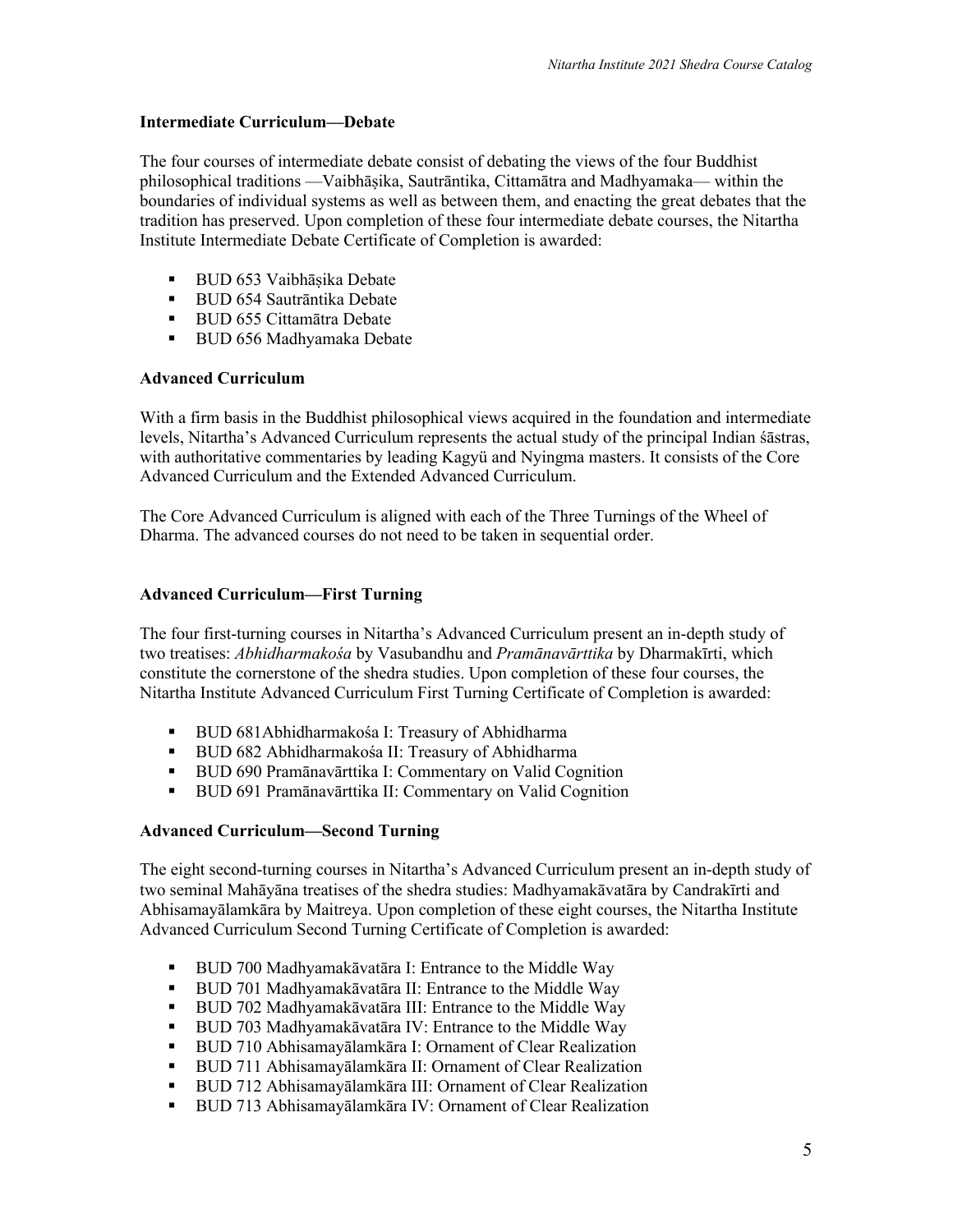### Intermediate Curriculum—Debate

The four courses of intermediate debate consist of debating the views of the four Buddhist philosophical traditions —Vaibhāṣika, Sautrāntika, Cittamātra and Madhyamaka— within the boundaries of individual systems as well as between them, and enacting the great debates that the tradition has preserved. Upon completion of these four intermediate debate courses, the Nitartha Institute Intermediate Debate Certificate of Completion is awarded:

- BUD 653 Vaibhāṣika Debate
- BUD 654 Sautrāntika Debate
- BUD 655 Cittamātra Debate
- BUD 656 Madhyamaka Debate

### Advanced Curriculum

With a firm basis in the Buddhist philosophical views acquired in the foundation and intermediate levels, Nitartha's Advanced Curriculum represents the actual study of the principal Indian śāstras, with authoritative commentaries by leading Kagyü and Nyingma masters. It consists of the Core Advanced Curriculum and the Extended Advanced Curriculum.

The Core Advanced Curriculum is aligned with each of the Three Turnings of the Wheel of Dharma. The advanced courses do not need to be taken in sequential order.

### Advanced Curriculum—First Turning

The four first-turning courses in Nitartha's Advanced Curriculum present an in-depth study of two treatises: *Abhidharmakośa* by Vasubandhu and *Pramānavārttika* by Dharmakīrti, which constitute the cornerstone of the shedra studies. Upon completion of these four courses, the Nitartha Institute Advanced Curriculum First Turning Certificate of Completion is awarded:

- BUD 681Abhidharmakośa I: Treasury of Abhidharma
- BUD 682 Abhidharmakośa II: Treasury of Abhidharma
- BUD 690 Pramānavārttika I: Commentary on Valid Cognition
- BUD 691 Pramānavārttika II: Commentary on Valid Cognition

### Advanced Curriculum—Second Turning

The eight second-turning courses in Nitartha's Advanced Curriculum present an in-depth study of two seminal Mahāyāna treatises of the shedra studies: Madhyamakāvatāra by Candrakīrti and Abhisamayālamkāra by Maitreya. Upon completion of these eight courses, the Nitartha Institute Advanced Curriculum Second Turning Certificate of Completion is awarded:

- BUD 700 Madhyamakāvatāra I: Entrance to the Middle Way
- BUD 701 Madhyamakāvatāra II: Entrance to the Middle Way
- BUD 702 Madhyamakāvatāra III: Entrance to the Middle Way
- BUD 703 Madhyamakāvatāra IV: Entrance to the Middle Way
- BUD 710 Abhisamayālamkāra I: Ornament of Clear Realization
- BUD 711 Abhisamayālamkāra II: Ornament of Clear Realization
- BUD 712 Abhisamayālamkāra III: Ornament of Clear Realization
- BUD 713 Abhisamayālamkāra IV: Ornament of Clear Realization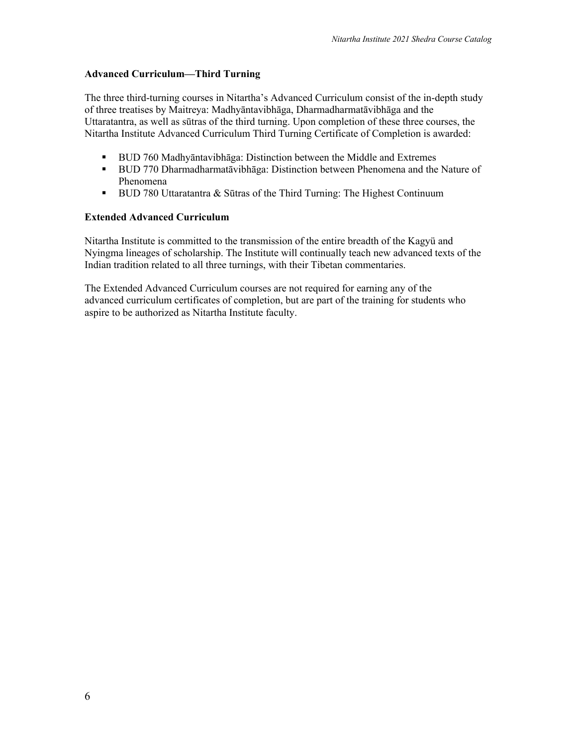**Advanced Curriculum—Third Turning**

The three third-turning courses in Nitartha's Advanced Curriculum consist of the in-depth study of three treatises by Maitreya: Madhyāntavibhāga, Dharmadharmatāvibhāga and the Uttaratantra, as well as sūtras of the third turning. Upon completion of these three courses, the Nitartha Institute Advanced Curriculum Third Turning Certificate of Completion is awarded:

- BUD 760 Madhyāntavibhāga: Distinction between the Middle and Extremes
- BUD 770 Dharmadharmatāvibhāga: Distinction between Phenomena and the Nature of Phenomena
- BUD 780 Uttaratantra & Sūtras of the Third Turning: The Highest Continuum

**Extended Advanced Curriculum**

Nitartha Institute is committed to the transmission of the entire breadth of the Kagyü and Nyingma lineages of scholarship. The Institute will continually teach new advanced texts of the Indian tradition related to all three turnings, with their Tibetan commentaries.

The Extended Advanced Curriculum courses are not required for earning any of the advanced curriculum certificates of completion, but are part of the training for students who aspire to be authorized as Nitartha Institute faculty.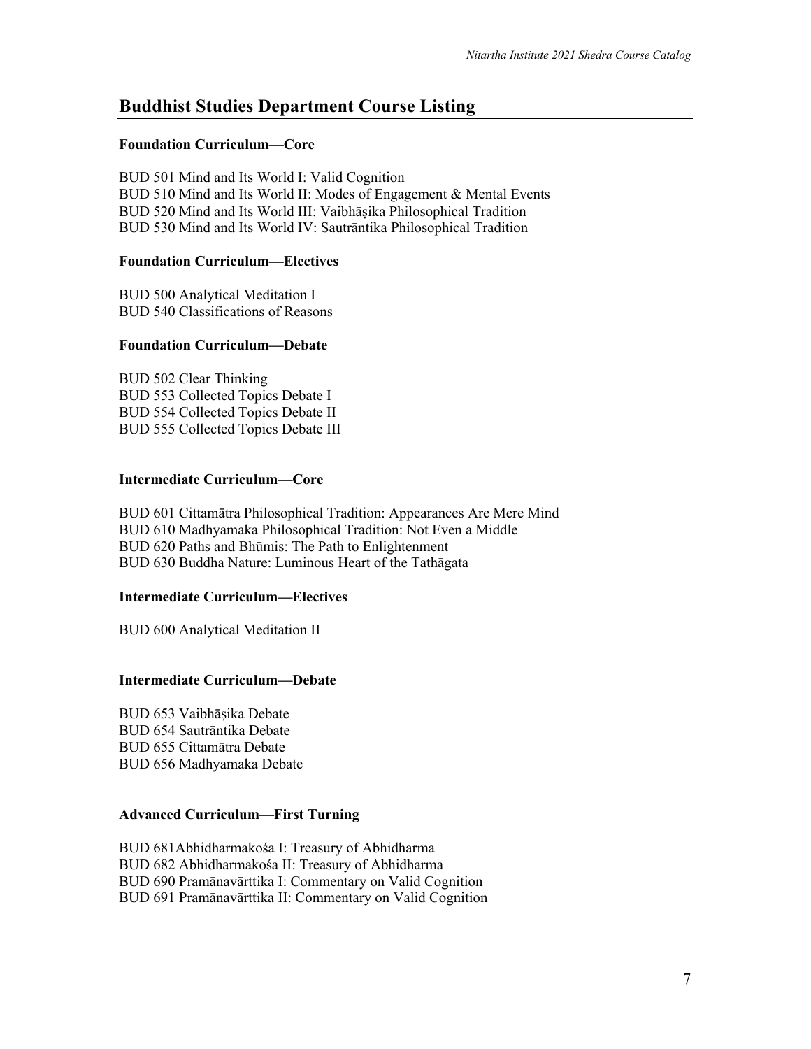## Buddhist Studies Department Course Listing

**Foundation Curriculum—Core**

BUD 501 Mind and Its World I: Valid Cognition
BUD 510 Mind and Its World II: Modes of Engagement & Mental Events
BUD 520 Mind and Its World III: Vaibhāṣika Philosophical Tradition
BUD 530 Mind and Its World IV: Sautrāntika Philosophical Tradition

**Foundation Curriculum—Electives**

BUD 500 Analytical Meditation I
BUD 540 Classifications of Reasons

**Foundation Curriculum—Debate**

BUD 502 Clear Thinking
BUD 553 Collected Topics Debate I
BUD 554 Collected Topics Debate II
BUD 555 Collected Topics Debate III

**Intermediate Curriculum—Core**

BUD 601 Cittamātra Philosophical Tradition: Appearances Are Mere Mind
BUD 610 Madhyamaka Philosophical Tradition: Not Even a Middle
BUD 620 Paths and Bhūmis: The Path to Enlightenment
BUD 630 Buddha Nature: Luminous Heart of the Tathāgata

**Intermediate Curriculum—Electives**

BUD 600 Analytical Meditation II

**Intermediate Curriculum—Debate**

BUD 653 Vaibhāṣika Debate
BUD 654 Sautrāntika Debate
BUD 655 Cittamātra Debate
BUD 656 Madhyamaka Debate

**Advanced Curriculum—First Turning**

BUD 681Abhidharmakośa I: Treasury of Abhidharma
BUD 682 Abhidharmakośa II: Treasury of Abhidharma
BUD 690 Pramānavārttika I: Commentary on Valid Cognition
BUD 691 Pramānavārttika II: Commentary on Valid Cognition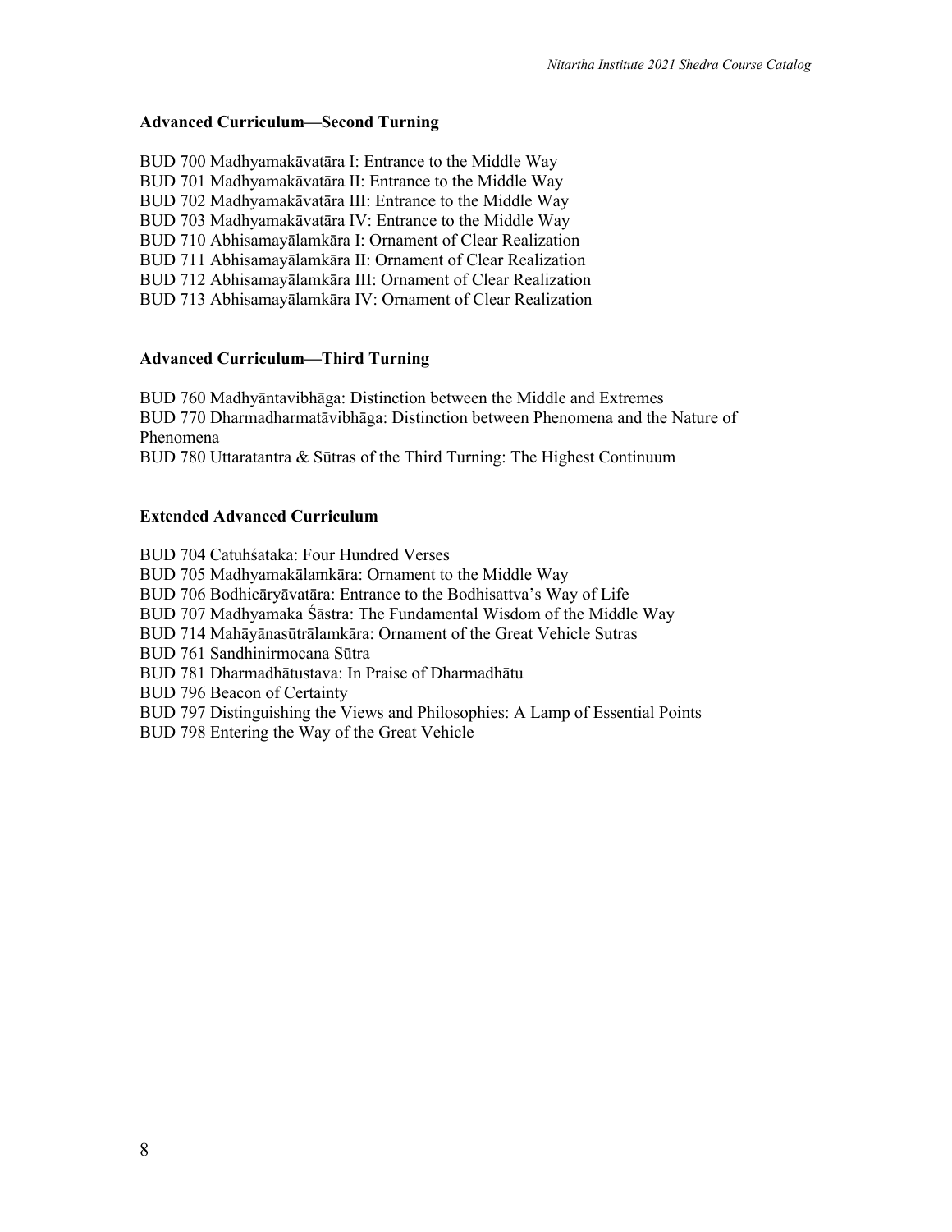**Advanced Curriculum—Second Turning**

BUD 700 Madhyamakāvatāra I: Entrance to the Middle Way  
BUD 701 Madhyamakāvatāra II: Entrance to the Middle Way  
BUD 702 Madhyamakāvatāra III: Entrance to the Middle Way  
BUD 703 Madhyamakāvatāra IV: Entrance to the Middle Way  
BUD 710 Abhisamayālamkāra I: Ornament of Clear Realization  
BUD 711 Abhisamayālamkāra II: Ornament of Clear Realization  
BUD 712 Abhisamayālamkāra III: Ornament of Clear Realization  
BUD 713 Abhisamayālamkāra IV: Ornament of Clear Realization

**Advanced Curriculum—Third Turning**

BUD 760 Madhyāntavibhāga: Distinction between the Middle and Extremes  
BUD 770 Dharmadharmatāvibhāga: Distinction between Phenomena and the Nature of Phenomena  
BUD 780 Uttaratantra & Sūtras of the Third Turning: The Highest Continuum

**Extended Advanced Curriculum**

BUD 704 Catuhśataka: Four Hundred Verses  
BUD 705 Madhyamakālamkāra: Ornament to the Middle Way  
BUD 706 Bodhicāryāvatāra: Entrance to the Bodhisattva's Way of Life  
BUD 707 Madhyamaka Śāstra: The Fundamental Wisdom of the Middle Way  
BUD 714 Mahāyānasūtrālamkāra: Ornament of the Great Vehicle Sutras  
BUD 761 Sandhinirmocana Sūtra  
BUD 781 Dharmadhātustava: In Praise of Dharmadhātu  
BUD 796 Beacon of Certainty  
BUD 797 Distinguishing the Views and Philosophies: A Lamp of Essential Points  
BUD 798 Entering the Way of the Great Vehicle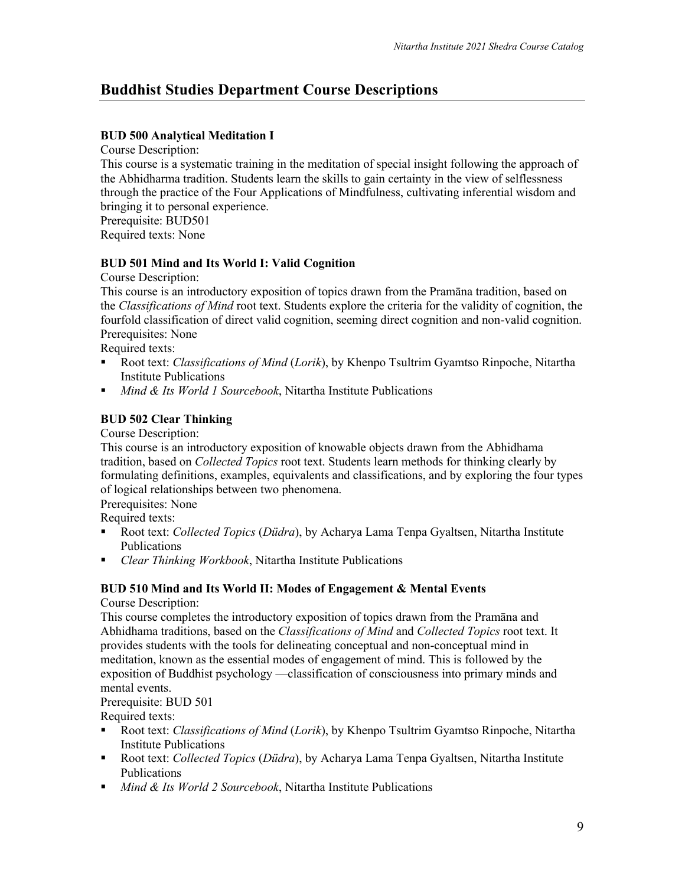## Buddhist Studies Department Course Descriptions

### BUD 500 Analytical Meditation I

Course Description:
This course is a systematic training in the meditation of special insight following the approach of the Abhidharma tradition. Students learn the skills to gain certainty in the view of selflessness through the practice of the Four Applications of Mindfulness, cultivating inferential wisdom and bringing it to personal experience.
Prerequisite: BUD501
Required texts: None

### BUD 501 Mind and Its World I: Valid Cognition

Course Description:
This course is an introductory exposition of topics drawn from the Pramāna tradition, based on the *Classifications of Mind* root text. Students explore the criteria for the validity of cognition, the fourfold classification of direct valid cognition, seeming direct cognition and non-valid cognition.
Prerequisites: None
Required texts:

- Root text: *Classifications of Mind* (*Lorik*), by Khenpo Tsultrim Gyamtso Rinpoche, Nitartha Institute Publications
- *Mind & Its World 1 Sourcebook*, Nitartha Institute Publications

### BUD 502 Clear Thinking

Course Description:
This course is an introductory exposition of knowable objects drawn from the Abhidhama tradition, based on *Collected Topics* root text. Students learn methods for thinking clearly by formulating definitions, examples, equivalents and classifications, and by exploring the four types of logical relationships between two phenomena.
Prerequisites: None
Required texts:

- Root text: *Collected Topics* (*Düdra*), by Acharya Lama Tenpa Gyaltsen, Nitartha Institute Publications
- *Clear Thinking Workbook*, Nitartha Institute Publications

### BUD 510 Mind and Its World II: Modes of Engagement & Mental Events

Course Description:
This course completes the introductory exposition of topics drawn from the Pramāna and Abhidhama traditions, based on the *Classifications of Mind* and *Collected Topics* root text. It provides students with the tools for delineating conceptual and non-conceptual mind in meditation, known as the essential modes of engagement of mind. This is followed by the exposition of Buddhist psychology —classification of consciousness into primary minds and mental events.
Prerequisite: BUD 501
Required texts:

- Root text: *Classifications of Mind* (*Lorik*), by Khenpo Tsultrim Gyamtso Rinpoche, Nitartha Institute Publications
- Root text: *Collected Topics* (*Düdra*), by Acharya Lama Tenpa Gyaltsen, Nitartha Institute Publications
- *Mind & Its World 2 Sourcebook*, Nitartha Institute Publications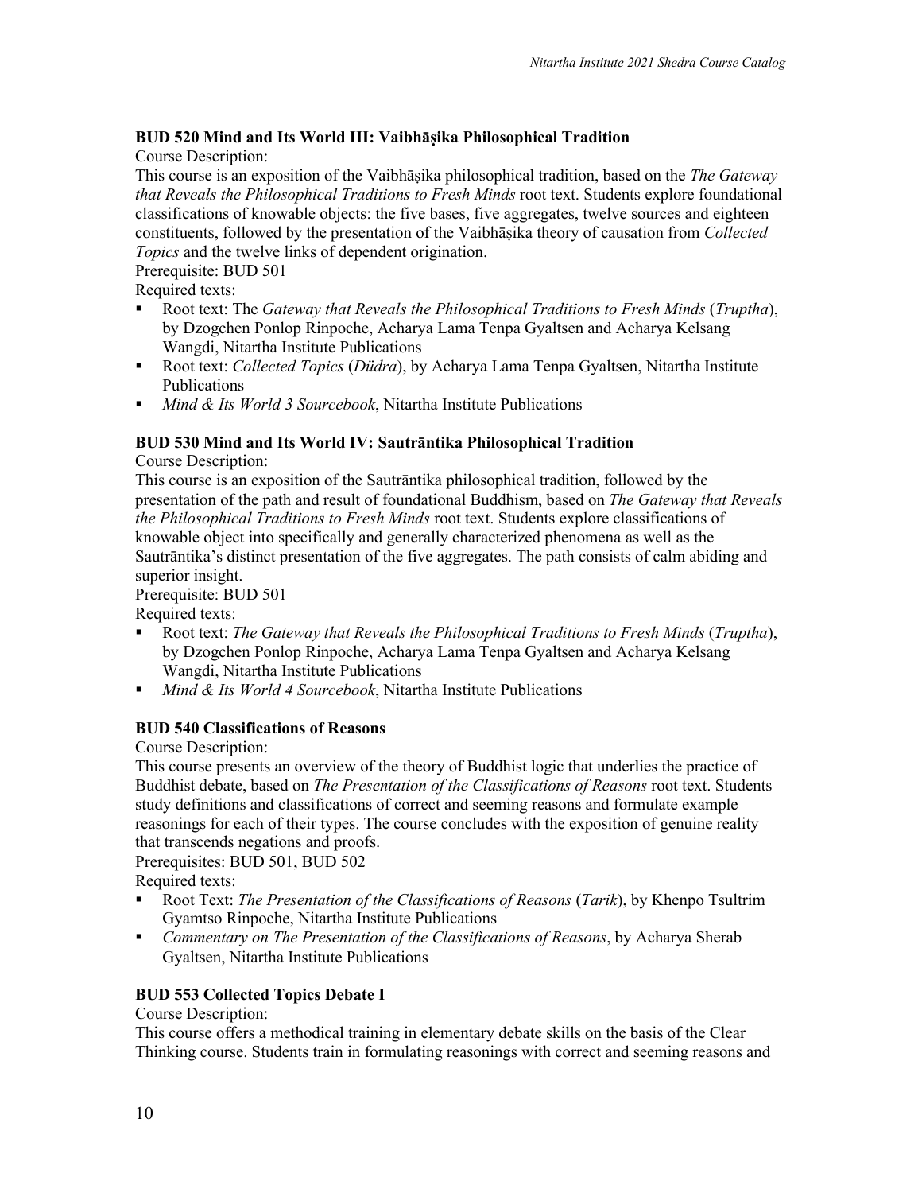**BUD 520 Mind and Its World III: Vaibhāṣika Philosophical Tradition**

Course Description:

This course is an exposition of the Vaibhāṣika philosophical tradition, based on the *The Gateway that Reveals the Philosophical Traditions to Fresh Minds* root text. Students explore foundational classifications of knowable objects: the five bases, five aggregates, twelve sources and eighteen constituents, followed by the presentation of the Vaibhāṣika theory of causation from *Collected Topics* and the twelve links of dependent origination.

Prerequisite: BUD 501

Required texts:

- Root text: The *Gateway that Reveals the Philosophical Traditions to Fresh Minds* (*Truptha*), by Dzogchen Ponlop Rinpoche, Acharya Lama Tenpa Gyaltsen and Acharya Kelsang Wangdi, Nitartha Institute Publications
- Root text: *Collected Topics* (*Düdra*), by Acharya Lama Tenpa Gyaltsen, Nitartha Institute Publications
- *Mind & Its World 3 Sourcebook*, Nitartha Institute Publications

**BUD 530 Mind and Its World IV: Sautrāntika Philosophical Tradition**

Course Description:

This course is an exposition of the Sautrāntika philosophical tradition, followed by the presentation of the path and result of foundational Buddhism, based on *The Gateway that Reveals the Philosophical Traditions to Fresh Minds* root text. Students explore classifications of knowable object into specifically and generally characterized phenomena as well as the Sautrāntika's distinct presentation of the five aggregates. The path consists of calm abiding and superior insight.

Prerequisite: BUD 501

Required texts:

- Root text: *The Gateway that Reveals the Philosophical Traditions to Fresh Minds* (*Truptha*), by Dzogchen Ponlop Rinpoche, Acharya Lama Tenpa Gyaltsen and Acharya Kelsang Wangdi, Nitartha Institute Publications
- *Mind & Its World 4 Sourcebook*, Nitartha Institute Publications

**BUD 540 Classifications of Reasons**

Course Description:

This course presents an overview of the theory of Buddhist logic that underlies the practice of Buddhist debate, based on *The Presentation of the Classifications of Reasons* root text. Students study definitions and classifications of correct and seeming reasons and formulate example reasonings for each of their types. The course concludes with the exposition of genuine reality that transcends negations and proofs.

Prerequisites: BUD 501, BUD 502

Required texts:

- Root Text: *The Presentation of the Classifications of Reasons* (*Tarik*), by Khenpo Tsultrim Gyamtso Rinpoche, Nitartha Institute Publications
- *Commentary on The Presentation of the Classifications of Reasons*, by Acharya Sherab Gyaltsen, Nitartha Institute Publications

**BUD 553 Collected Topics Debate I**

Course Description:

This course offers a methodical training in elementary debate skills on the basis of the Clear Thinking course. Students train in formulating reasonings with correct and seeming reasons and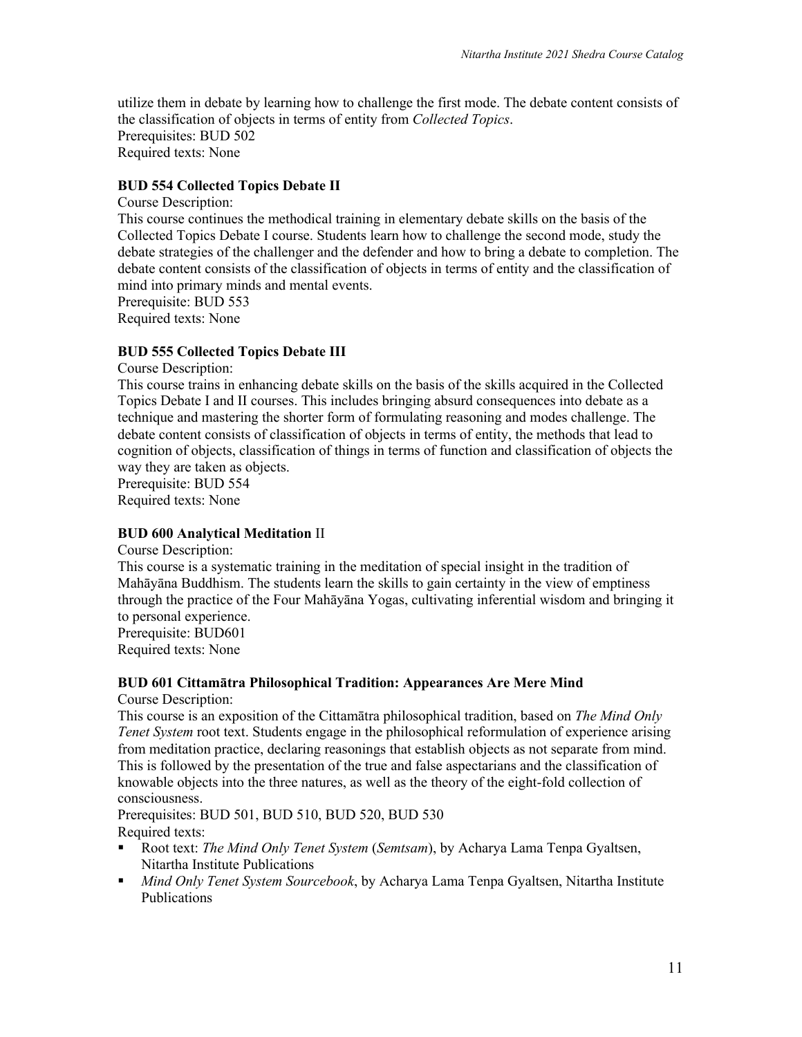utilize them in debate by learning how to challenge the first mode. The debate content consists of the classification of objects in terms of entity from *Collected Topics*.
Prerequisites: BUD 502
Required texts: None

**BUD 554 Collected Topics Debate II**

Course Description:
This course continues the methodical training in elementary debate skills on the basis of the Collected Topics Debate I course. Students learn how to challenge the second mode, study the debate strategies of the challenger and the defender and how to bring a debate to completion. The debate content consists of the classification of objects in terms of entity and the classification of mind into primary minds and mental events.
Prerequisite: BUD 553
Required texts: None

**BUD 555 Collected Topics Debate III**

Course Description:
This course trains in enhancing debate skills on the basis of the skills acquired in the Collected Topics Debate I and II courses. This includes bringing absurd consequences into debate as a technique and mastering the shorter form of formulating reasoning and modes challenge. The debate content consists of classification of objects in terms of entity, the methods that lead to cognition of objects, classification of things in terms of function and classification of objects the way they are taken as objects.
Prerequisite: BUD 554
Required texts: None

**BUD 600 Analytical Meditation** II

Course Description:
This course is a systematic training in the meditation of special insight in the tradition of Mahāyāna Buddhism. The students learn the skills to gain certainty in the view of emptiness through the practice of the Four Mahāyāna Yogas, cultivating inferential wisdom and bringing it to personal experience.
Prerequisite: BUD601
Required texts: None

**BUD 601 Cittamātra Philosophical Tradition: Appearances Are Mere Mind**

Course Description:
This course is an exposition of the Cittamātra philosophical tradition, based on *The Mind Only Tenet System* root text. Students engage in the philosophical reformulation of experience arising from meditation practice, declaring reasonings that establish objects as not separate from mind. This is followed by the presentation of the true and false aspectarians and the classification of knowable objects into the three natures, as well as the theory of the eight-fold collection of consciousness.
Prerequisites: BUD 501, BUD 510, BUD 520, BUD 530
Required texts:

- Root text: *The Mind Only Tenet System* (*Semtsam*), by Acharya Lama Tenpa Gyaltsen, Nitartha Institute Publications
- *Mind Only Tenet System Sourcebook*, by Acharya Lama Tenpa Gyaltsen, Nitartha Institute Publications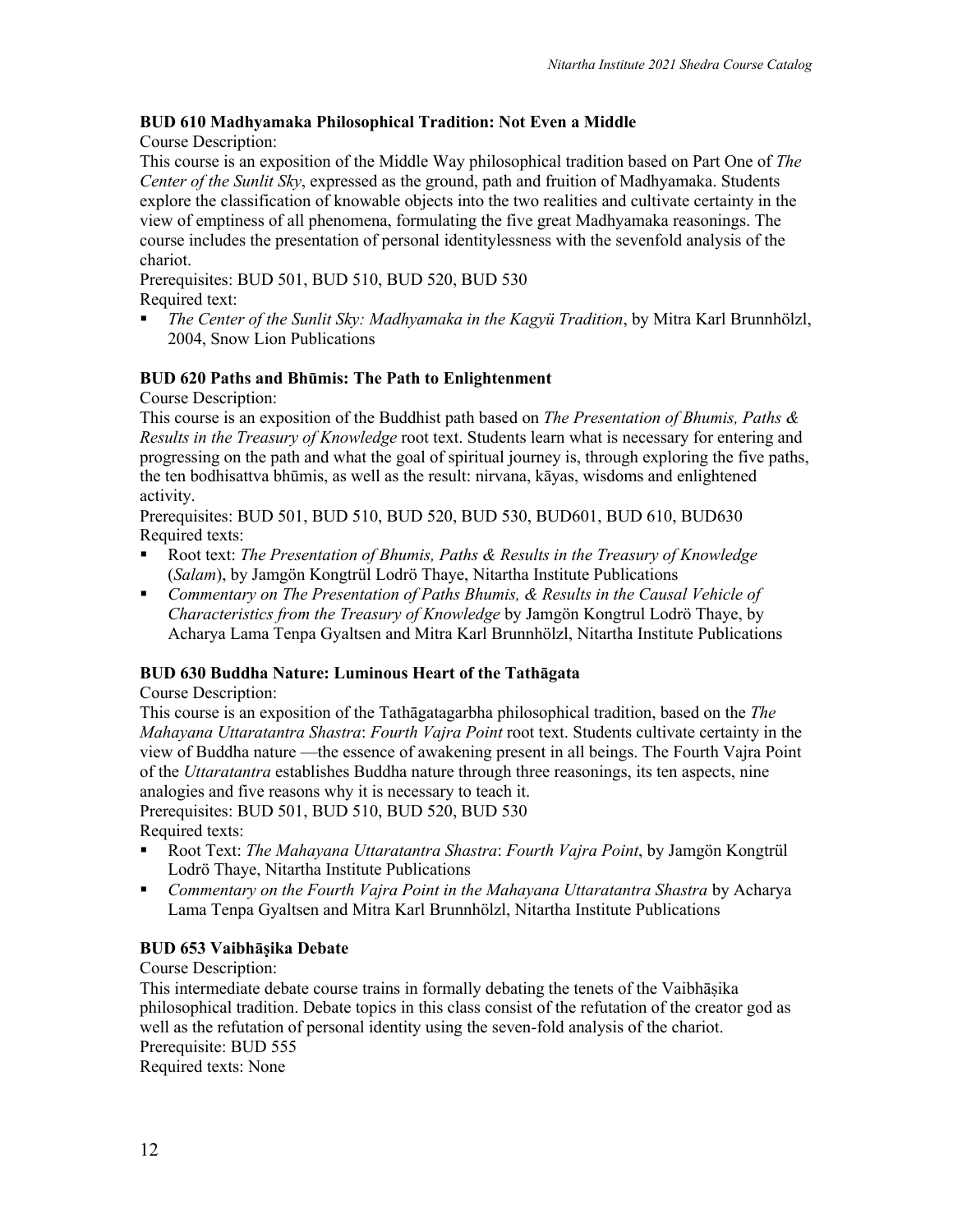### BUD 610 Madhyamaka Philosophical Tradition: Not Even a Middle

Course Description:

This course is an exposition of the Middle Way philosophical tradition based on Part One of *The Center of the Sunlit Sky*, expressed as the ground, path and fruition of Madhyamaka. Students explore the classification of knowable objects into the two realities and cultivate certainty in the view of emptiness of all phenomena, formulating the five great Madhyamaka reasonings. The course includes the presentation of personal identitylessness with the sevenfold analysis of the chariot.

Prerequisites: BUD 501, BUD 510, BUD 520, BUD 530

Required text:

- *The Center of the Sunlit Sky: Madhyamaka in the Kagyü Tradition*, by Mitra Karl Brunnhölzl, 2004, Snow Lion Publications

### BUD 620 Paths and Bhūmis: The Path to Enlightenment

Course Description:

This course is an exposition of the Buddhist path based on *The Presentation of Bhumis, Paths & Results in the Treasury of Knowledge* root text. Students learn what is necessary for entering and progressing on the path and what the goal of spiritual journey is, through exploring the five paths, the ten bodhisattva bhūmis, as well as the result: nirvana, kāyas, wisdoms and enlightened activity.

Prerequisites: BUD 501, BUD 510, BUD 520, BUD 530, BUD601, BUD 610, BUD630

Required texts:

- Root text: *The Presentation of Bhumis, Paths & Results in the Treasury of Knowledge* (*Salam*), by Jamgön Kongtrül Lodrö Thaye, Nitartha Institute Publications
- *Commentary on The Presentation of Paths Bhumis, & Results in the Causal Vehicle of Characteristics from the Treasury of Knowledge* by Jamgön Kongtrul Lodrö Thaye, by Acharya Lama Tenpa Gyaltsen and Mitra Karl Brunnhölzl, Nitartha Institute Publications

### BUD 630 Buddha Nature: Luminous Heart of the Tathāgata

Course Description:

This course is an exposition of the Tathāgatagarbha philosophical tradition, based on the *The Mahayana Uttaratantra Shastra*: *Fourth Vajra Point* root text. Students cultivate certainty in the view of Buddha nature —the essence of awakening present in all beings. The Fourth Vajra Point of the *Uttaratantra* establishes Buddha nature through three reasonings, its ten aspects, nine analogies and five reasons why it is necessary to teach it.

Prerequisites: BUD 501, BUD 510, BUD 520, BUD 530

Required texts:

- Root Text: *The Mahayana Uttaratantra Shastra*: *Fourth Vajra Point*, by Jamgön Kongtrül Lodrö Thaye, Nitartha Institute Publications
- *Commentary on the Fourth Vajra Point in the Mahayana Uttaratantra Shastra* by Acharya Lama Tenpa Gyaltsen and Mitra Karl Brunnhölzl, Nitartha Institute Publications

### BUD 653 Vaibhāṣika Debate

Course Description:

This intermediate debate course trains in formally debating the tenets of the Vaibhāṣika philosophical tradition. Debate topics in this class consist of the refutation of the creator god as well as the refutation of personal identity using the seven-fold analysis of the chariot.

Prerequisite: BUD 555

Required texts: None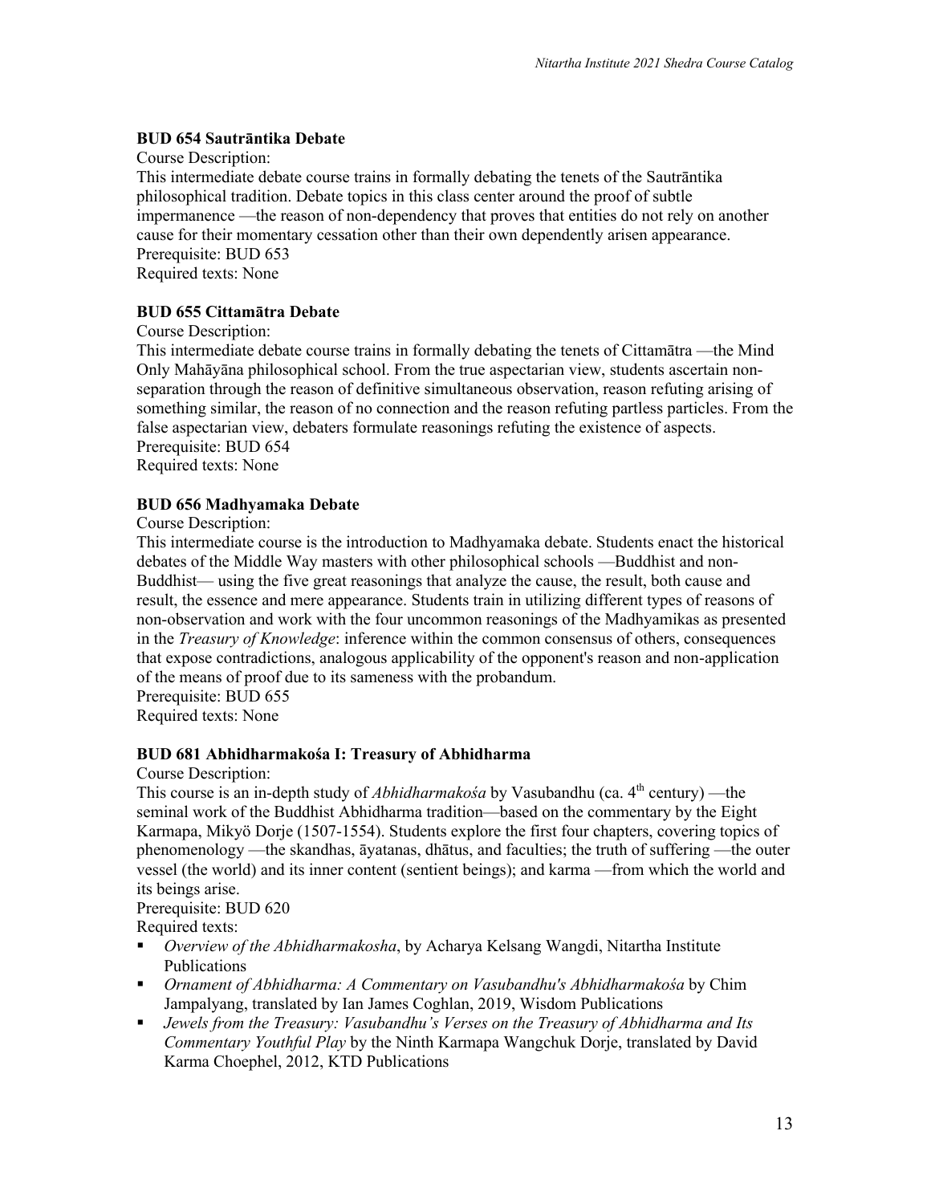**BUD 654 Sautrāntika Debate**

Course Description:

This intermediate debate course trains in formally debating the tenets of the Sautrāntika philosophical tradition. Debate topics in this class center around the proof of subtle impermanence —the reason of non-dependency that proves that entities do not rely on another cause for their momentary cessation other than their own dependently arisen appearance.

Prerequisite: BUD 653

Required texts: None

**BUD 655 Cittamātra Debate**

Course Description:

This intermediate debate course trains in formally debating the tenets of Cittamātra —the Mind Only Mahāyāna philosophical school. From the true aspectarian view, students ascertain non-separation through the reason of definitive simultaneous observation, reason refuting arising of something similar, the reason of no connection and the reason refuting partless particles. From the false aspectarian view, debaters formulate reasonings refuting the existence of aspects.

Prerequisite: BUD 654

Required texts: None

**BUD 656 Madhyamaka Debate**

Course Description:

This intermediate course is the introduction to Madhyamaka debate. Students enact the historical debates of the Middle Way masters with other philosophical schools —Buddhist and non-Buddhist— using the five great reasonings that analyze the cause, the result, both cause and result, the essence and mere appearance. Students train in utilizing different types of reasons of non-observation and work with the four uncommon reasonings of the Madhyamikas as presented in the *Treasury of Knowledge*: inference within the common consensus of others, consequences that expose contradictions, analogous applicability of the opponent's reason and non-application of the means of proof due to its sameness with the probandum.

Prerequisite: BUD 655

Required texts: None

**BUD 681 Abhidharmakośa I: Treasury of Abhidharma**

Course Description:

This course is an in-depth study of *Abhidharmakośa* by Vasubandhu (ca. 4th century) —the seminal work of the Buddhist Abhidharma tradition—based on the commentary by the Eight Karmapa, Mikyö Dorje (1507-1554). Students explore the first four chapters, covering topics of phenomenology —the skandhas, āyatanas, dhātus, and faculties; the truth of suffering —the outer vessel (the world) and its inner content (sentient beings); and karma —from which the world and its beings arise.

Prerequisite: BUD 620

Required texts:

- *Overview of the Abhidharmakosha*, by Acharya Kelsang Wangdi, Nitartha Institute Publications
- *Ornament of Abhidharma: A Commentary on Vasubandhu's Abhidharmakośa* by Chim Jampalyang, translated by Ian James Coghlan, 2019, Wisdom Publications
- *Jewels from the Treasury: Vasubandhu's Verses on the Treasury of Abhidharma and Its Commentary Youthful Play* by the Ninth Karmapa Wangchuk Dorje, translated by David Karma Choephel, 2012, KTD Publications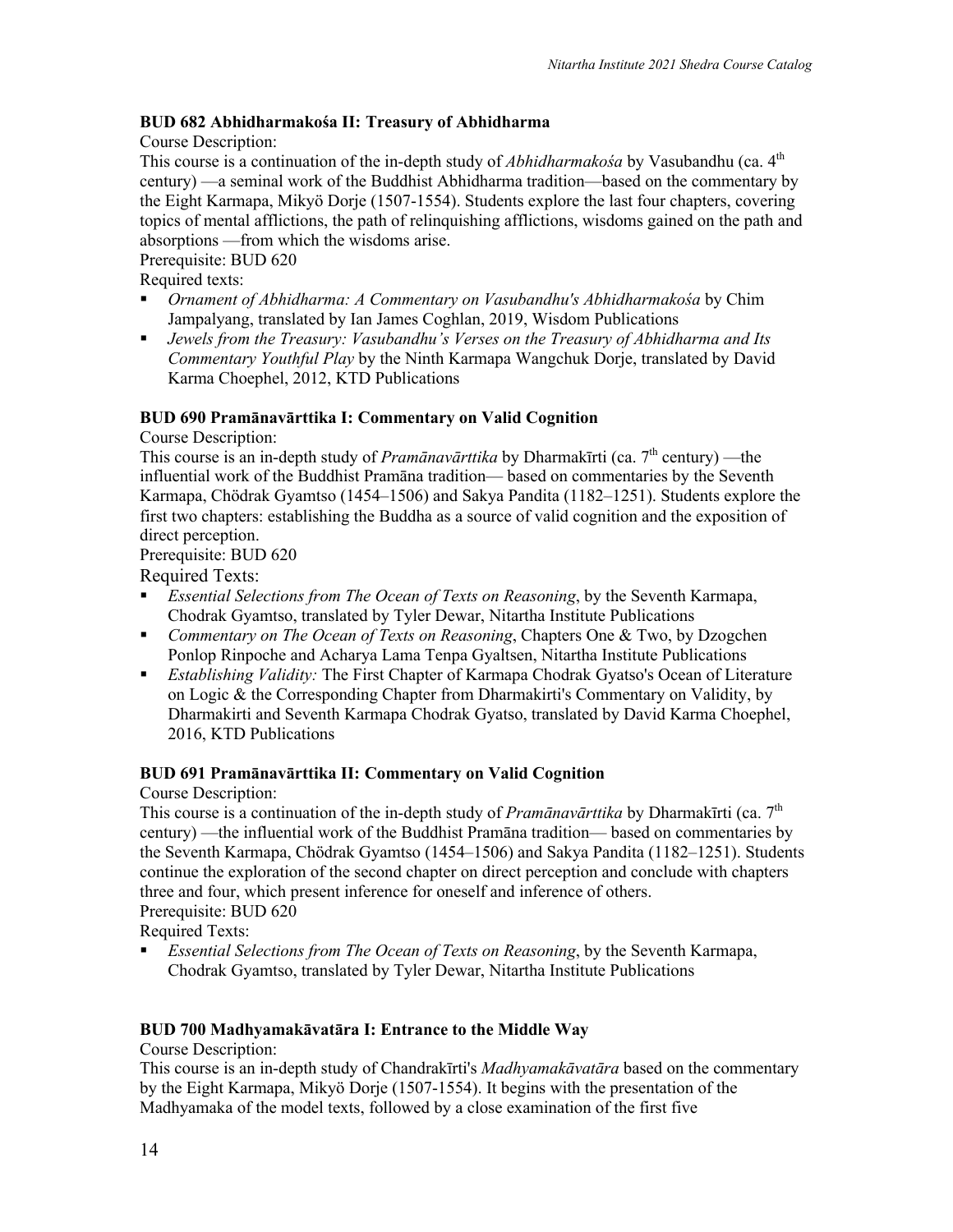**BUD 682 Abhidharmakośa II: Treasury of Abhidharma**

Course Description:

This course is a continuation of the in-depth study of *Abhidharmakośa* by Vasubandhu (ca. 4th century) —a seminal work of the Buddhist Abhidharma tradition—based on the commentary by the Eight Karmapa, Mikyö Dorje (1507-1554). Students explore the last four chapters, covering topics of mental afflictions, the path of relinquishing afflictions, wisdoms gained on the path and absorptions —from which the wisdoms arise.

Prerequisite: BUD 620

Required texts:

- *Ornament of Abhidharma: A Commentary on Vasubandhu's Abhidharmakośa* by Chim Jampalyang, translated by Ian James Coghlan, 2019, Wisdom Publications
- *Jewels from the Treasury: Vasubandhu's Verses on the Treasury of Abhidharma and Its Commentary Youthful Play* by the Ninth Karmapa Wangchuk Dorje, translated by David Karma Choephel, 2012, KTD Publications

**BUD 690 Pramānavārttika I: Commentary on Valid Cognition**

Course Description:

This course is an in-depth study of *Pramānavārttika* by Dharmakīrti (ca. 7th century) —the influential work of the Buddhist Pramāna tradition— based on commentaries by the Seventh Karmapa, Chödrak Gyamtso (1454–1506) and Sakya Pandita (1182–1251). Students explore the first two chapters: establishing the Buddha as a source of valid cognition and the exposition of direct perception.

Prerequisite: BUD 620

Required Texts:

- *Essential Selections from The Ocean of Texts on Reasoning*, by the Seventh Karmapa, Chodrak Gyamtso, translated by Tyler Dewar, Nitartha Institute Publications
- *Commentary on The Ocean of Texts on Reasoning*, Chapters One & Two, by Dzogchen Ponlop Rinpoche and Acharya Lama Tenpa Gyaltsen, Nitartha Institute Publications
- *Establishing Validity:* The First Chapter of Karmapa Chodrak Gyatso's Ocean of Literature on Logic & the Corresponding Chapter from Dharmakirti's Commentary on Validity, by Dharmakirti and Seventh Karmapa Chodrak Gyatso, translated by David Karma Choephel, 2016, KTD Publications

**BUD 691 Pramānavārttika II: Commentary on Valid Cognition**

Course Description:

This course is a continuation of the in-depth study of *Pramānavārttika* by Dharmakīrti (ca. 7th century) —the influential work of the Buddhist Pramāna tradition— based on commentaries by the Seventh Karmapa, Chödrak Gyamtso (1454–1506) and Sakya Pandita (1182–1251). Students continue the exploration of the second chapter on direct perception and conclude with chapters three and four, which present inference for oneself and inference of others.

Prerequisite: BUD 620

Required Texts:

- *Essential Selections from The Ocean of Texts on Reasoning*, by the Seventh Karmapa, Chodrak Gyamtso, translated by Tyler Dewar, Nitartha Institute Publications

**BUD 700 Madhyamakāvatāra I: Entrance to the Middle Way**

Course Description:

This course is an in-depth study of Chandrakīrti's *Madhyamakāvatāra* based on the commentary by the Eight Karmapa, Mikyö Dorje (1507-1554). It begins with the presentation of the Madhyamaka of the model texts, followed by a close examination of the first five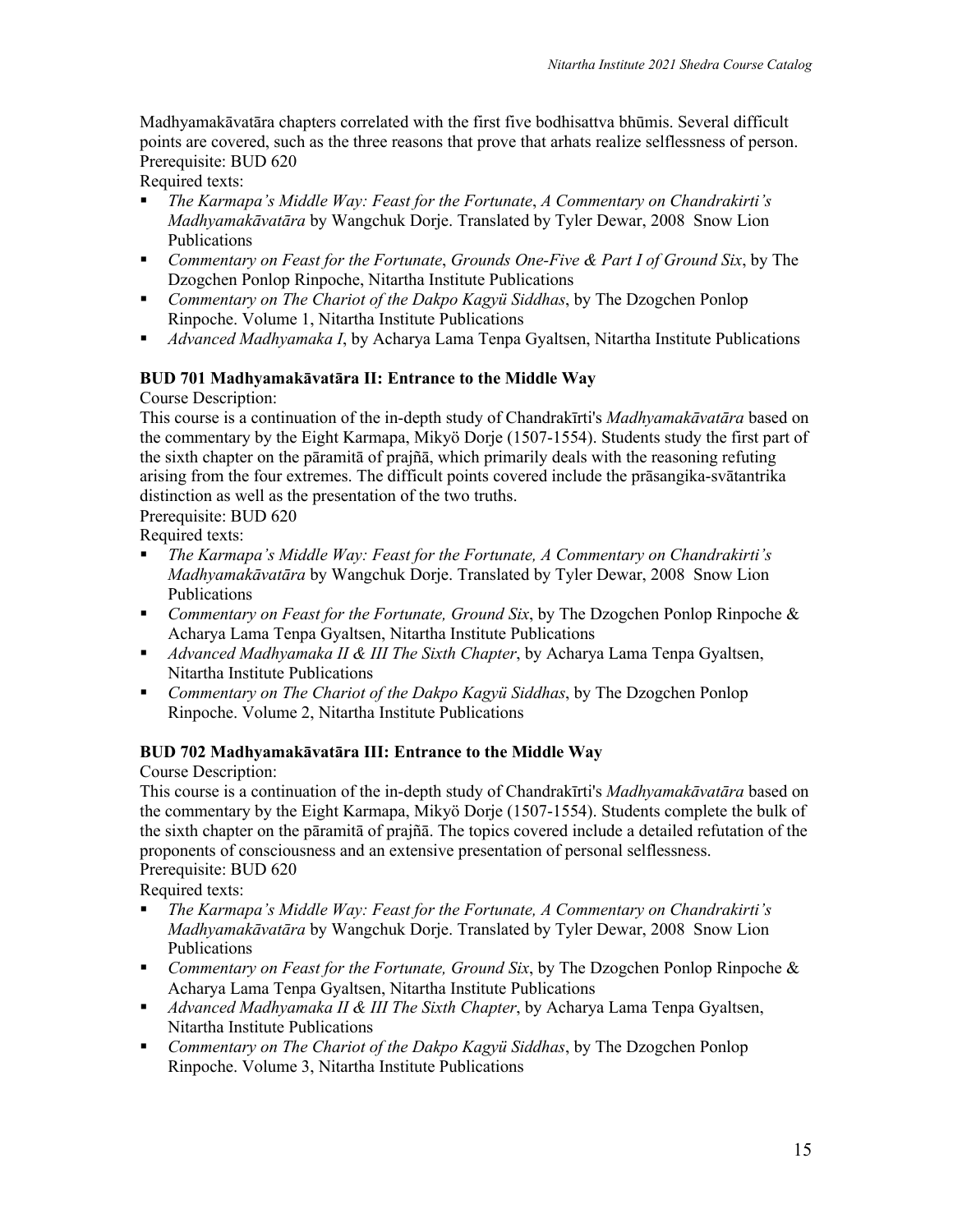Madhyamakāvatāra chapters correlated with the first five bodhisattva bhūmis. Several difficult points are covered, such as the three reasons that prove that arhats realize selflessness of person.
Prerequisite: BUD 620
Required texts:

- *The Karmapa's Middle Way: Feast for the Fortunate*, *A Commentary on Chandrakirti's Madhyamakāvatāra* by Wangchuk Dorje. Translated by Tyler Dewar, 2008 Snow Lion Publications
- *Commentary on Feast for the Fortunate*, *Grounds One-Five & Part I of Ground Six*, by The Dzogchen Ponlop Rinpoche, Nitartha Institute Publications
- *Commentary on The Chariot of the Dakpo Kagyü Siddhas*, by The Dzogchen Ponlop Rinpoche. Volume 1, Nitartha Institute Publications
- *Advanced Madhyamaka I*, by Acharya Lama Tenpa Gyaltsen, Nitartha Institute Publications

**BUD 701 Madhyamakāvatāra II: Entrance to the Middle Way**

Course Description:
This course is a continuation of the in-depth study of Chandrakīrti's *Madhyamakāvatāra* based on the commentary by the Eight Karmapa, Mikyö Dorje (1507-1554). Students study the first part of the sixth chapter on the pāramitā of prajñā, which primarily deals with the reasoning refuting arising from the four extremes. The difficult points covered include the prāsangika-svātantrika distinction as well as the presentation of the two truths.
Prerequisite: BUD 620
Required texts:

- *The Karmapa's Middle Way: Feast for the Fortunate, A Commentary on Chandrakirti's Madhyamakāvatāra* by Wangchuk Dorje. Translated by Tyler Dewar, 2008 Snow Lion Publications
- *Commentary on Feast for the Fortunate, Ground Six*, by The Dzogchen Ponlop Rinpoche & Acharya Lama Tenpa Gyaltsen, Nitartha Institute Publications
- *Advanced Madhyamaka II & III The Sixth Chapter*, by Acharya Lama Tenpa Gyaltsen, Nitartha Institute Publications
- *Commentary on The Chariot of the Dakpo Kagyü Siddhas*, by The Dzogchen Ponlop Rinpoche. Volume 2, Nitartha Institute Publications

**BUD 702 Madhyamakāvatāra III: Entrance to the Middle Way**

Course Description:
This course is a continuation of the in-depth study of Chandrakīrti's *Madhyamakāvatāra* based on the commentary by the Eight Karmapa, Mikyö Dorje (1507-1554). Students complete the bulk of the sixth chapter on the pāramitā of prajñā. The topics covered include a detailed refutation of the proponents of consciousness and an extensive presentation of personal selflessness.
Prerequisite: BUD 620
Required texts:

- *The Karmapa's Middle Way: Feast for the Fortunate, A Commentary on Chandrakirti's Madhyamakāvatāra* by Wangchuk Dorje. Translated by Tyler Dewar, 2008 Snow Lion Publications
- *Commentary on Feast for the Fortunate, Ground Six*, by The Dzogchen Ponlop Rinpoche & Acharya Lama Tenpa Gyaltsen, Nitartha Institute Publications
- *Advanced Madhyamaka II & III The Sixth Chapter*, by Acharya Lama Tenpa Gyaltsen, Nitartha Institute Publications
- *Commentary on The Chariot of the Dakpo Kagyü Siddhas*, by The Dzogchen Ponlop Rinpoche. Volume 3, Nitartha Institute Publications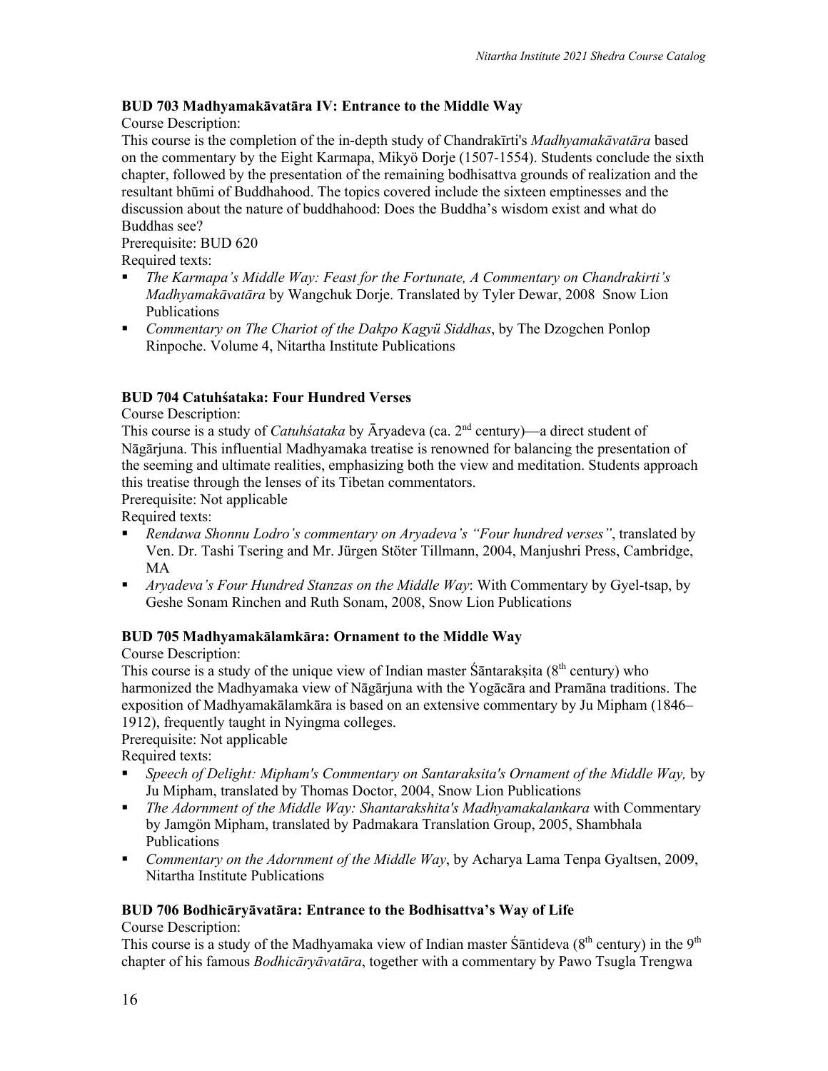### BUD 703 Madhyamakāvatāra IV: Entrance to the Middle Way

Course Description:

This course is the completion of the in-depth study of Chandrakīrti's *Madhyamakāvatāra* based on the commentary by the Eight Karmapa, Mikyö Dorje (1507-1554). Students conclude the sixth chapter, followed by the presentation of the remaining bodhisattva grounds of realization and the resultant bhūmi of Buddhahood. The topics covered include the sixteen emptinesses and the discussion about the nature of buddhahood: Does the Buddha's wisdom exist and what do Buddhas see?

Prerequisite: BUD 620

Required texts:

- *The Karmapa's Middle Way: Feast for the Fortunate, A Commentary on Chandrakirti's Madhyamakāvatāra* by Wangchuk Dorje. Translated by Tyler Dewar, 2008 Snow Lion Publications
- *Commentary on The Chariot of the Dakpo Kagyü Siddhas*, by The Dzogchen Ponlop Rinpoche. Volume 4, Nitartha Institute Publications

### BUD 704 Catuhśataka: Four Hundred Verses

Course Description:

This course is a study of *Catuhśataka* by Āryadeva (ca. 2nd century)—a direct student of Nāgārjuna. This influential Madhyamaka treatise is renowned for balancing the presentation of the seeming and ultimate realities, emphasizing both the view and meditation. Students approach this treatise through the lenses of its Tibetan commentators.

Prerequisite: Not applicable

Required texts:

- *Rendawa Shonnu Lodro's commentary on Aryadeva's "Four hundred verses"*, translated by Ven. Dr. Tashi Tsering and Mr. Jürgen Stöter Tillmann, 2004, Manjushri Press, Cambridge, MA
- *Aryadeva's Four Hundred Stanzas on the Middle Way*: With Commentary by Gyel-tsap, by Geshe Sonam Rinchen and Ruth Sonam, 2008, Snow Lion Publications

### BUD 705 Madhyamakālamkāra: Ornament to the Middle Way

Course Description:

This course is a study of the unique view of Indian master Śāntarakṣita (8th century) who harmonized the Madhyamaka view of Nāgārjuna with the Yogācāra and Pramāna traditions. The exposition of Madhyamakālamkāra is based on an extensive commentary by Ju Mipham (1846–1912), frequently taught in Nyingma colleges.

Prerequisite: Not applicable

Required texts:

- *Speech of Delight: Mipham's Commentary on Santaraksita's Ornament of the Middle Way,* by Ju Mipham, translated by Thomas Doctor, 2004, Snow Lion Publications
- *The Adornment of the Middle Way: Shantarakshita's Madhyamakalankara* with Commentary by Jamgön Mipham, translated by Padmakara Translation Group, 2005, Shambhala Publications
- *Commentary on the Adornment of the Middle Way*, by Acharya Lama Tenpa Gyaltsen, 2009, Nitartha Institute Publications

### BUD 706 Bodhicāryāvatāra: Entrance to the Bodhisattva's Way of Life

Course Description:

This course is a study of the Madhyamaka view of Indian master Śāntideva (8th century) in the 9th chapter of his famous *Bodhicāryāvatāra*, together with a commentary by Pawo Tsugla Trengwa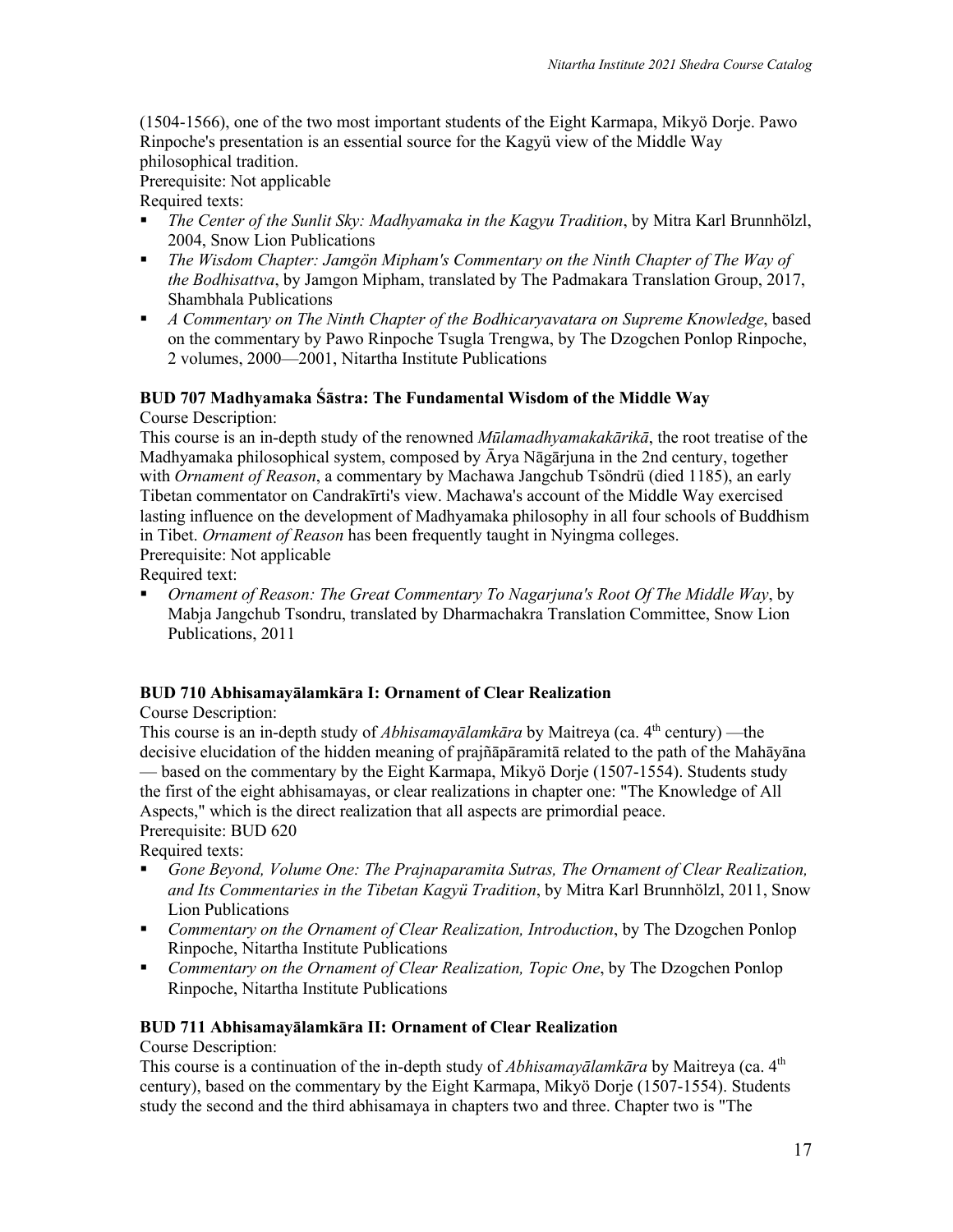(1504-1566), one of the two most important students of the Eight Karmapa, Mikyö Dorje. Pawo Rinpoche's presentation is an essential source for the Kagyü view of the Middle Way philosophical tradition.
Prerequisite: Not applicable
Required texts:

- *The Center of the Sunlit Sky: Madhyamaka in the Kagyu Tradition*, by Mitra Karl Brunnhölzl, 2004, Snow Lion Publications
- *The Wisdom Chapter: Jamgön Mipham's Commentary on the Ninth Chapter of The Way of the Bodhisattva*, by Jamgon Mipham, translated by The Padmakara Translation Group, 2017, Shambhala Publications
- *A Commentary on The Ninth Chapter of the Bodhicaryavatara on Supreme Knowledge*, based on the commentary by Pawo Rinpoche Tsugla Trengwa, by The Dzogchen Ponlop Rinpoche, 2 volumes, 2000—2001, Nitartha Institute Publications

### BUD 707 Madhyamaka Śāstra: The Fundamental Wisdom of the Middle Way

Course Description:
This course is an in-depth study of the renowned *Mūlamadhyamakakārikā*, the root treatise of the Madhyamaka philosophical system, composed by Ārya Nāgārjuna in the 2nd century, together with *Ornament of Reason*, a commentary by Machawa Jangchub Tsöndrü (died 1185), an early Tibetan commentator on Candrakīrti's view. Machawa's account of the Middle Way exercised lasting influence on the development of Madhyamaka philosophy in all four schools of Buddhism in Tibet. *Ornament of Reason* has been frequently taught in Nyingma colleges.
Prerequisite: Not applicable
Required text:

- *Ornament of Reason: The Great Commentary To Nagarjuna's Root Of The Middle Way*, by Mabja Jangchub Tsondru, translated by Dharmachakra Translation Committee, Snow Lion Publications, 2011

### BUD 710 Abhisamayālamkāra I: Ornament of Clear Realization

Course Description:
This course is an in-depth study of *Abhisamayālamkāra* by Maitreya (ca. 4th century) —the decisive elucidation of the hidden meaning of prajñāpāramitā related to the path of the Mahāyāna — based on the commentary by the Eight Karmapa, Mikyö Dorje (1507-1554). Students study the first of the eight abhisamayas, or clear realizations in chapter one: "The Knowledge of All Aspects," which is the direct realization that all aspects are primordial peace.
Prerequisite: BUD 620
Required texts:

- *Gone Beyond, Volume One: The Prajnaparamita Sutras, The Ornament of Clear Realization, and Its Commentaries in the Tibetan Kagyü Tradition*, by Mitra Karl Brunnhölzl, 2011, Snow Lion Publications
- *Commentary on the Ornament of Clear Realization, Introduction*, by The Dzogchen Ponlop Rinpoche, Nitartha Institute Publications
- *Commentary on the Ornament of Clear Realization, Topic One*, by The Dzogchen Ponlop Rinpoche, Nitartha Institute Publications

### BUD 711 Abhisamayālamkāra II: Ornament of Clear Realization

Course Description:
This course is a continuation of the in-depth study of *Abhisamayālamkāra* by Maitreya (ca. 4th century), based on the commentary by the Eight Karmapa, Mikyö Dorje (1507-1554). Students study the second and the third abhisamaya in chapters two and three. Chapter two is "The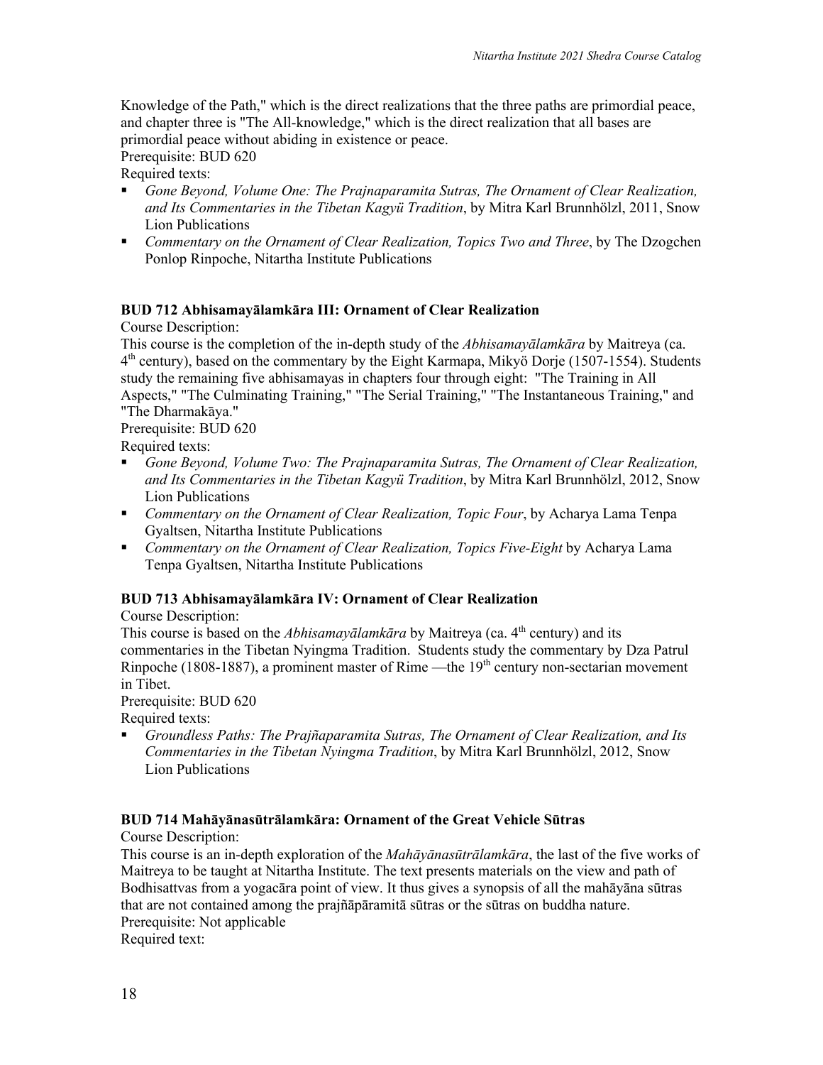Knowledge of the Path," which is the direct realizations that the three paths are primordial peace, and chapter three is "The All-knowledge," which is the direct realization that all bases are primordial peace without abiding in existence or peace.
Prerequisite: BUD 620
Required texts:

- *Gone Beyond, Volume One: The Prajnaparamita Sutras, The Ornament of Clear Realization, and Its Commentaries in the Tibetan Kagyü Tradition*, by Mitra Karl Brunnhölzl, 2011, Snow Lion Publications
- *Commentary on the Ornament of Clear Realization, Topics Two and Three*, by The Dzogchen Ponlop Rinpoche, Nitartha Institute Publications

**BUD 712 Abhisamayālamkāra III: Ornament of Clear Realization**

Course Description:
This course is the completion of the in-depth study of the *Abhisamayālamkāra* by Maitreya (ca. 4th century), based on the commentary by the Eight Karmapa, Mikyö Dorje (1507-1554). Students study the remaining five abhisamayas in chapters four through eight: "The Training in All Aspects," "The Culminating Training," "The Serial Training," "The Instantaneous Training," and "The Dharmakāya."
Prerequisite: BUD 620
Required texts:

- *Gone Beyond, Volume Two: The Prajnaparamita Sutras, The Ornament of Clear Realization, and Its Commentaries in the Tibetan Kagyü Tradition*, by Mitra Karl Brunnhölzl, 2012, Snow Lion Publications
- *Commentary on the Ornament of Clear Realization, Topic Four*, by Acharya Lama Tenpa Gyaltsen, Nitartha Institute Publications
- *Commentary on the Ornament of Clear Realization, Topics Five-Eight* by Acharya Lama Tenpa Gyaltsen, Nitartha Institute Publications

**BUD 713 Abhisamayālamkāra IV: Ornament of Clear Realization**

Course Description:
This course is based on the *Abhisamayālamkāra* by Maitreya (ca. 4th century) and its commentaries in the Tibetan Nyingma Tradition. Students study the commentary by Dza Patrul Rinpoche (1808-1887), a prominent master of Rime —the 19th century non-sectarian movement in Tibet.
Prerequisite: BUD 620
Required texts:

- *Groundless Paths: The Prajñaparamita Sutras, The Ornament of Clear Realization, and Its Commentaries in the Tibetan Nyingma Tradition*, by Mitra Karl Brunnhölzl, 2012, Snow Lion Publications

**BUD 714 Mahāyānasūtrālamkāra: Ornament of the Great Vehicle Sūtras**

Course Description:
This course is an in-depth exploration of the *Mahāyānasūtrālamkāra*, the last of the five works of Maitreya to be taught at Nitartha Institute. The text presents materials on the view and path of Bodhisattvas from a yogacāra point of view. It thus gives a synopsis of all the mahāyāna sūtras that are not contained among the prajñāpāramitā sūtras or the sūtras on buddha nature.
Prerequisite: Not applicable
Required text: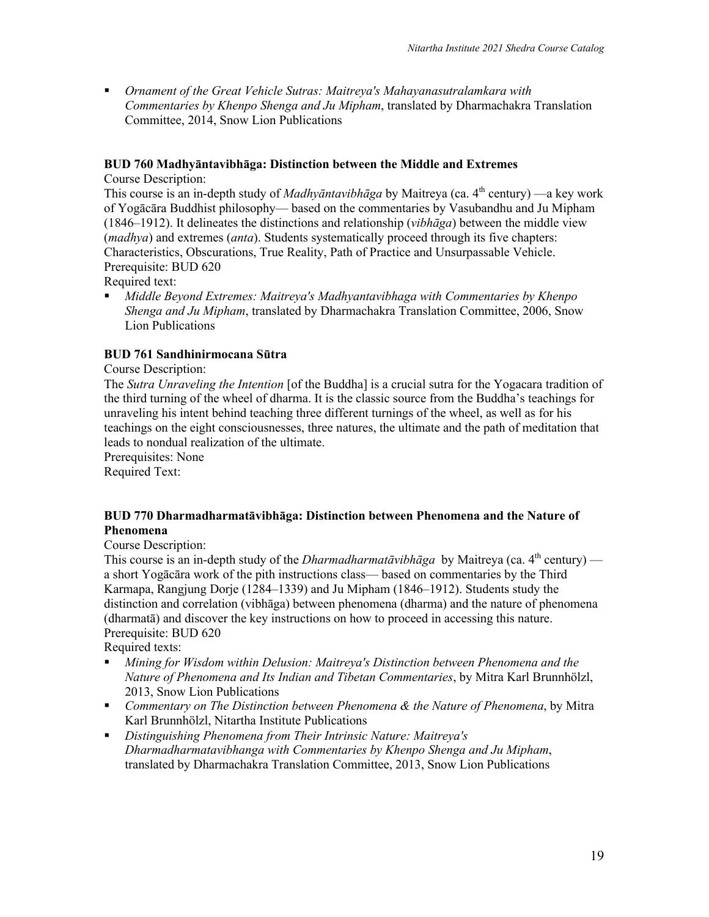- *Ornament of the Great Vehicle Sutras: Maitreya's Mahayanasutralamkara with Commentaries by Khenpo Shenga and Ju Mipham*, translated by Dharmachakra Translation Committee, 2014, Snow Lion Publications

**BUD 760 Madhyāntavibhāga: Distinction between the Middle and Extremes**

Course Description:

This course is an in-depth study of *Madhyāntavibhāga* by Maitreya (ca. 4th century) —a key work of Yogācāra Buddhist philosophy— based on the commentaries by Vasubandhu and Ju Mipham (1846–1912). It delineates the distinctions and relationship (*vibhāga*) between the middle view (*madhya*) and extremes (*anta*). Students systematically proceed through its five chapters: Characteristics, Obscurations, True Reality, Path of Practice and Unsurpassable Vehicle.

Prerequisite: BUD 620

Required text:

- *Middle Beyond Extremes: Maitreya's Madhyantavibhaga with Commentaries by Khenpo Shenga and Ju Mipham*, translated by Dharmachakra Translation Committee, 2006, Snow Lion Publications

**BUD 761 Sandhinirmocana Sūtra**

Course Description:

The *Sutra Unraveling the Intention* [of the Buddha] is a crucial sutra for the Yogacara tradition of the third turning of the wheel of dharma. It is the classic source from the Buddha's teachings for unraveling his intent behind teaching three different turnings of the wheel, as well as for his teachings on the eight consciousnesses, three natures, the ultimate and the path of meditation that leads to nondual realization of the ultimate.

Prerequisites: None

Required Text:

**BUD 770 Dharmadharmatāvibhāga: Distinction between Phenomena and the Nature of Phenomena**

Course Description:

This course is an in-depth study of the *Dharmadharmatāvibhāga* by Maitreya (ca. 4th century) — a short Yogācāra work of the pith instructions class— based on commentaries by the Third Karmapa, Rangjung Dorje (1284–1339) and Ju Mipham (1846–1912). Students study the distinction and correlation (vibhāga) between phenomena (dharma) and the nature of phenomena (dharmatā) and discover the key instructions on how to proceed in accessing this nature.

Prerequisite: BUD 620

Required texts:

- *Mining for Wisdom within Delusion: Maitreya's Distinction between Phenomena and the Nature of Phenomena and Its Indian and Tibetan Commentaries*, by Mitra Karl Brunnhölzl, 2013, Snow Lion Publications
- *Commentary on The Distinction between Phenomena & the Nature of Phenomena*, by Mitra Karl Brunnhölzl, Nitartha Institute Publications
- *Distinguishing Phenomena from Their Intrinsic Nature: Maitreya's Dharmadharmatavibhanga with Commentaries by Khenpo Shenga and Ju Mipham*, translated by Dharmachakra Translation Committee, 2013, Snow Lion Publications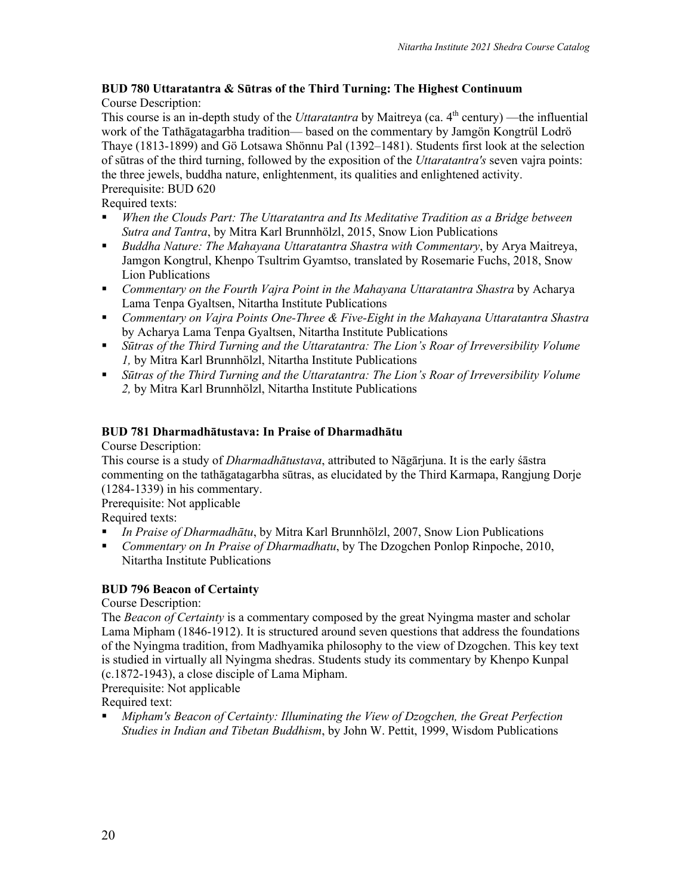### BUD 780 Uttaratantra & Sūtras of the Third Turning: The Highest Continuum

Course Description:

This course is an in-depth study of the *Uttaratantra* by Maitreya (ca. 4th century) —the influential work of the Tathāgatagarbha tradition— based on the commentary by Jamgön Kongtrül Lodrö Thaye (1813-1899) and Gö Lotsawa Shönnu Pal (1392–1481). Students first look at the selection of sūtras of the third turning, followed by the exposition of the *Uttaratantra's* seven vajra points: the three jewels, buddha nature, enlightenment, its qualities and enlightened activity.

Prerequisite: BUD 620

Required texts:

- *When the Clouds Part: The Uttaratantra and Its Meditative Tradition as a Bridge between Sutra and Tantra*, by Mitra Karl Brunnhölzl, 2015, Snow Lion Publications
- *Buddha Nature: The Mahayana Uttaratantra Shastra with Commentary*, by Arya Maitreya, Jamgon Kongtrul, Khenpo Tsultrim Gyamtso, translated by Rosemarie Fuchs, 2018, Snow Lion Publications
- *Commentary on the Fourth Vajra Point in the Mahayana Uttaratantra Shastra* by Acharya Lama Tenpa Gyaltsen, Nitartha Institute Publications
- *Commentary on Vajra Points One-Three & Five-Eight in the Mahayana Uttaratantra Shastra* by Acharya Lama Tenpa Gyaltsen, Nitartha Institute Publications
- *Sūtras of the Third Turning and the Uttaratantra: The Lion's Roar of Irreversibility Volume 1,* by Mitra Karl Brunnhölzl, Nitartha Institute Publications
- *Sūtras of the Third Turning and the Uttaratantra: The Lion's Roar of Irreversibility Volume 2,* by Mitra Karl Brunnhölzl, Nitartha Institute Publications

### BUD 781 Dharmadhātustava: In Praise of Dharmadhātu

Course Description:

This course is a study of *Dharmadhātustava*, attributed to Nāgārjuna. It is the early śāstra commenting on the tathāgatagarbha sūtras, as elucidated by the Third Karmapa, Rangjung Dorje (1284-1339) in his commentary.

Prerequisite: Not applicable

Required texts:

- *In Praise of Dharmadhātu*, by Mitra Karl Brunnhölzl, 2007, Snow Lion Publications
- *Commentary on In Praise of Dharmadhatu*, by The Dzogchen Ponlop Rinpoche, 2010, Nitartha Institute Publications

### BUD 796 Beacon of Certainty

Course Description:

The *Beacon of Certainty* is a commentary composed by the great Nyingma master and scholar Lama Mipham (1846-1912). It is structured around seven questions that address the foundations of the Nyingma tradition, from Madhyamika philosophy to the view of Dzogchen. This key text is studied in virtually all Nyingma shedras. Students study its commentary by Khenpo Kunpal (c.1872-1943), a close disciple of Lama Mipham.

Prerequisite: Not applicable

Required text:

- *Mipham's Beacon of Certainty: Illuminating the View of Dzogchen, the Great Perfection Studies in Indian and Tibetan Buddhism*, by John W. Pettit, 1999, Wisdom Publications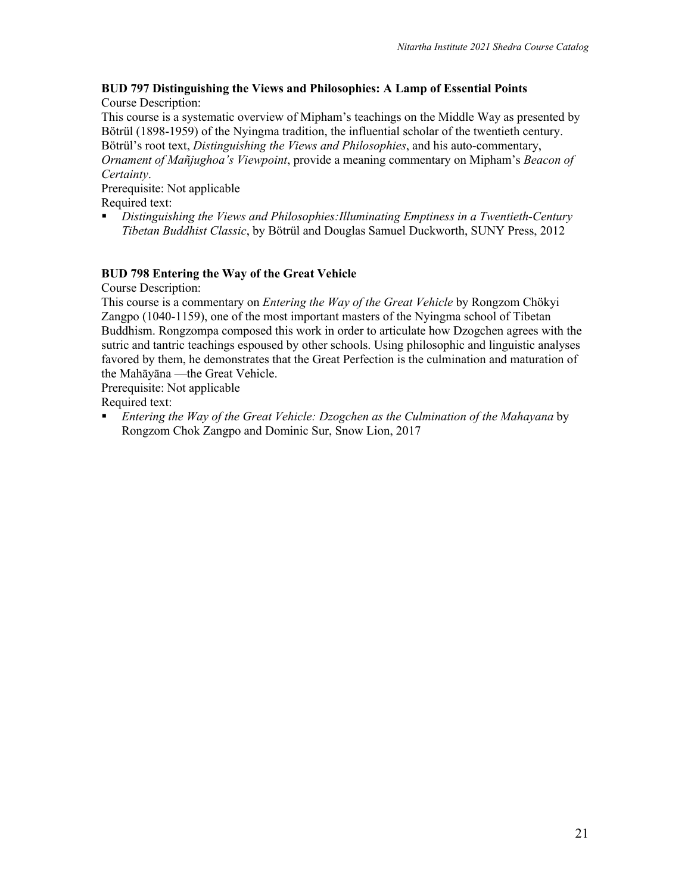### BUD 797 Distinguishing the Views and Philosophies: A Lamp of Essential Points

Course Description:

This course is a systematic overview of Mipham's teachings on the Middle Way as presented by Bötrül (1898-1959) of the Nyingma tradition, the influential scholar of the twentieth century. Bötrül's root text, *Distinguishing the Views and Philosophies*, and his auto-commentary, *Ornament of Mañjughoa's Viewpoint*, provide a meaning commentary on Mipham's *Beacon of Certainty*.

Prerequisite: Not applicable

Required text:

- *Distinguishing the Views and Philosophies:Illuminating Emptiness in a Twentieth-Century Tibetan Buddhist Classic*, by Bötrül and Douglas Samuel Duckworth, SUNY Press, 2012

### BUD 798 Entering the Way of the Great Vehicle

Course Description:

This course is a commentary on *Entering the Way of the Great Vehicle* by Rongzom Chökyi Zangpo (1040-1159), one of the most important masters of the Nyingma school of Tibetan Buddhism. Rongzompa composed this work in order to articulate how Dzogchen agrees with the sutric and tantric teachings espoused by other schools. Using philosophic and linguistic analyses favored by them, he demonstrates that the Great Perfection is the culmination and maturation of the Mahāyāna —the Great Vehicle.

Prerequisite: Not applicable

Required text:

- *Entering the Way of the Great Vehicle: Dzogchen as the Culmination of the Mahayana* by Rongzom Chok Zangpo and Dominic Sur, Snow Lion, 2017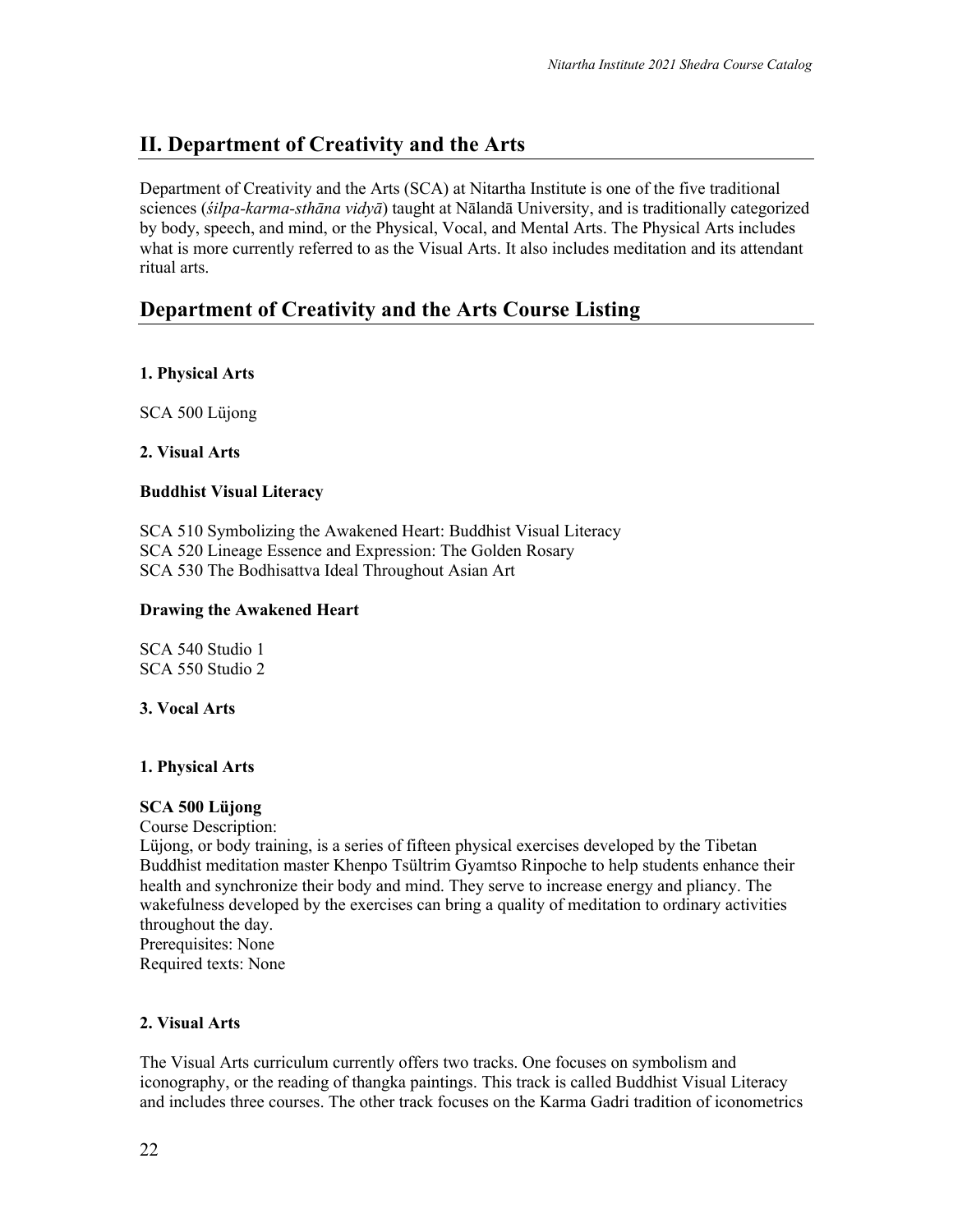## II. Department of Creativity and the Arts

Department of Creativity and the Arts (SCA) at Nitartha Institute is one of the five traditional sciences (*śilpa-karma-sthāna vidyā*) taught at Nālandā University, and is traditionally categorized by body, speech, and mind, or the Physical, Vocal, and Mental Arts. The Physical Arts includes what is more currently referred to as the Visual Arts. It also includes meditation and its attendant ritual arts.

## Department of Creativity and the Arts Course Listing

**1. Physical Arts**

SCA 500 Lüjong

**2. Visual Arts**

**Buddhist Visual Literacy**

SCA 510 Symbolizing the Awakened Heart: Buddhist Visual Literacy
SCA 520 Lineage Essence and Expression: The Golden Rosary
SCA 530 The Bodhisattva Ideal Throughout Asian Art

**Drawing the Awakened Heart**

SCA 540 Studio 1
SCA 550 Studio 2

**3. Vocal Arts**

**1. Physical Arts**

**SCA 500 Lüjong**
Course Description:
Lüjong, or body training, is a series of fifteen physical exercises developed by the Tibetan Buddhist meditation master Khenpo Tsültrim Gyamtso Rinpoche to help students enhance their health and synchronize their body and mind. They serve to increase energy and pliancy. The wakefulness developed by the exercises can bring a quality of meditation to ordinary activities throughout the day.
Prerequisites: None
Required texts: None

**2. Visual Arts**

The Visual Arts curriculum currently offers two tracks. One focuses on symbolism and iconography, or the reading of thangka paintings. This track is called Buddhist Visual Literacy and includes three courses. The other track focuses on the Karma Gadri tradition of iconometrics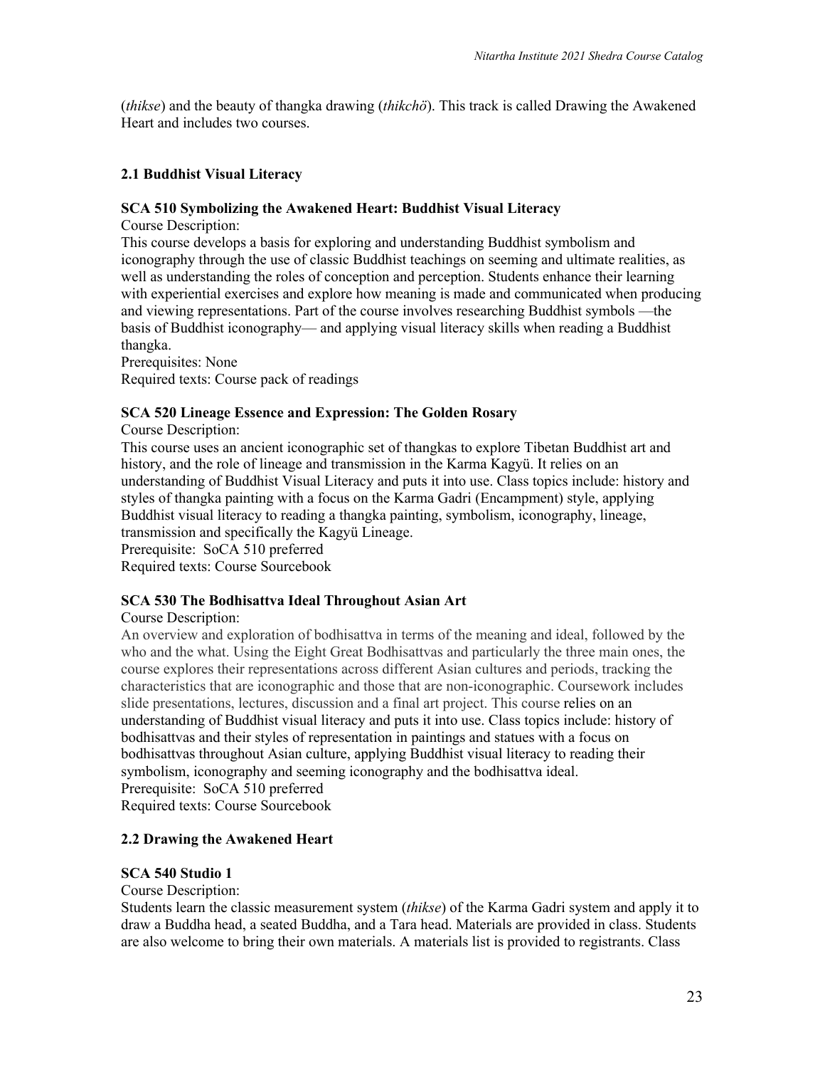(*thikse*) and the beauty of thangka drawing (*thikchö*). This track is called Drawing the Awakened Heart and includes two courses.

### 2.1 Buddhist Visual Literacy

#### SCA 510 Symbolizing the Awakened Heart: Buddhist Visual Literacy

Course Description:
This course develops a basis for exploring and understanding Buddhist symbolism and iconography through the use of classic Buddhist teachings on seeming and ultimate realities, as well as understanding the roles of conception and perception. Students enhance their learning with experiential exercises and explore how meaning is made and communicated when producing and viewing representations. Part of the course involves researching Buddhist symbols —the basis of Buddhist iconography— and applying visual literacy skills when reading a Buddhist thangka.
Prerequisites: None
Required texts: Course pack of readings

#### SCA 520 Lineage Essence and Expression: The Golden Rosary

Course Description:
This course uses an ancient iconographic set of thangkas to explore Tibetan Buddhist art and history, and the role of lineage and transmission in the Karma Kagyü. It relies on an understanding of Buddhist Visual Literacy and puts it into use. Class topics include: history and styles of thangka painting with a focus on the Karma Gadri (Encampment) style, applying Buddhist visual literacy to reading a thangka painting, symbolism, iconography, lineage, transmission and specifically the Kagyü Lineage.
Prerequisite: SoCA 510 preferred
Required texts: Course Sourcebook

#### SCA 530 The Bodhisattva Ideal Throughout Asian Art

Course Description:
An overview and exploration of bodhisattva in terms of the meaning and ideal, followed by the who and the what. Using the Eight Great Bodhisattvas and particularly the three main ones, the course explores their representations across different Asian cultures and periods, tracking the characteristics that are iconographic and those that are non-iconographic. Coursework includes slide presentations, lectures, discussion and a final art project. This course relies on an understanding of Buddhist visual literacy and puts it into use. Class topics include: history of bodhisattvas and their styles of representation in paintings and statues with a focus on bodhisattvas throughout Asian culture, applying Buddhist visual literacy to reading their symbolism, iconography and seeming iconography and the bodhisattva ideal.
Prerequisite: SoCA 510 preferred
Required texts: Course Sourcebook

### 2.2 Drawing the Awakened Heart

#### SCA 540 Studio 1

Course Description:
Students learn the classic measurement system (*thikse*) of the Karma Gadri system and apply it to draw a Buddha head, a seated Buddha, and a Tara head. Materials are provided in class. Students are also welcome to bring their own materials. A materials list is provided to registrants. Class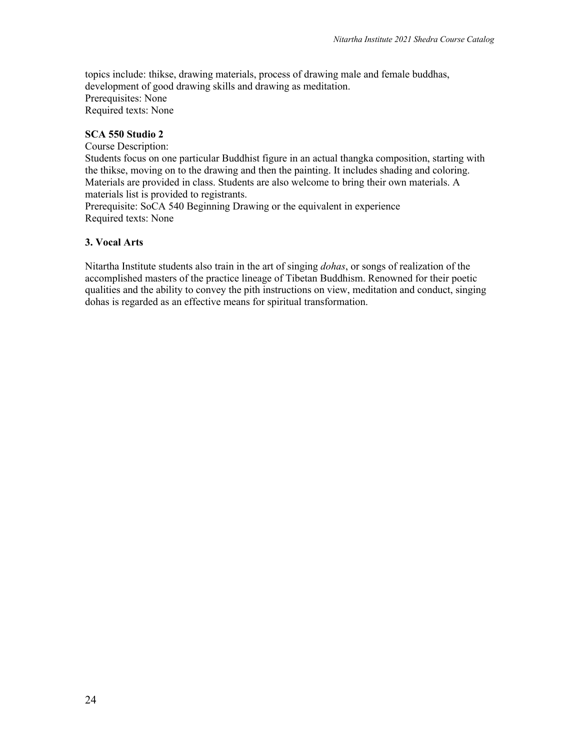topics include: thikse, drawing materials, process of drawing male and female buddhas, development of good drawing skills and drawing as meditation.
Prerequisites: None
Required texts: None

**SCA 550 Studio 2**

Course Description:
Students focus on one particular Buddhist figure in an actual thangka composition, starting with the thikse, moving on to the drawing and then the painting. It includes shading and coloring. Materials are provided in class. Students are also welcome to bring their own materials. A materials list is provided to registrants.
Prerequisite: SoCA 540 Beginning Drawing or the equivalent in experience
Required texts: None

### 3. Vocal Arts

Nitartha Institute students also train in the art of singing *dohas*, or songs of realization of the accomplished masters of the practice lineage of Tibetan Buddhism. Renowned for their poetic qualities and the ability to convey the pith instructions on view, meditation and conduct, singing dohas is regarded as an effective means for spiritual transformation.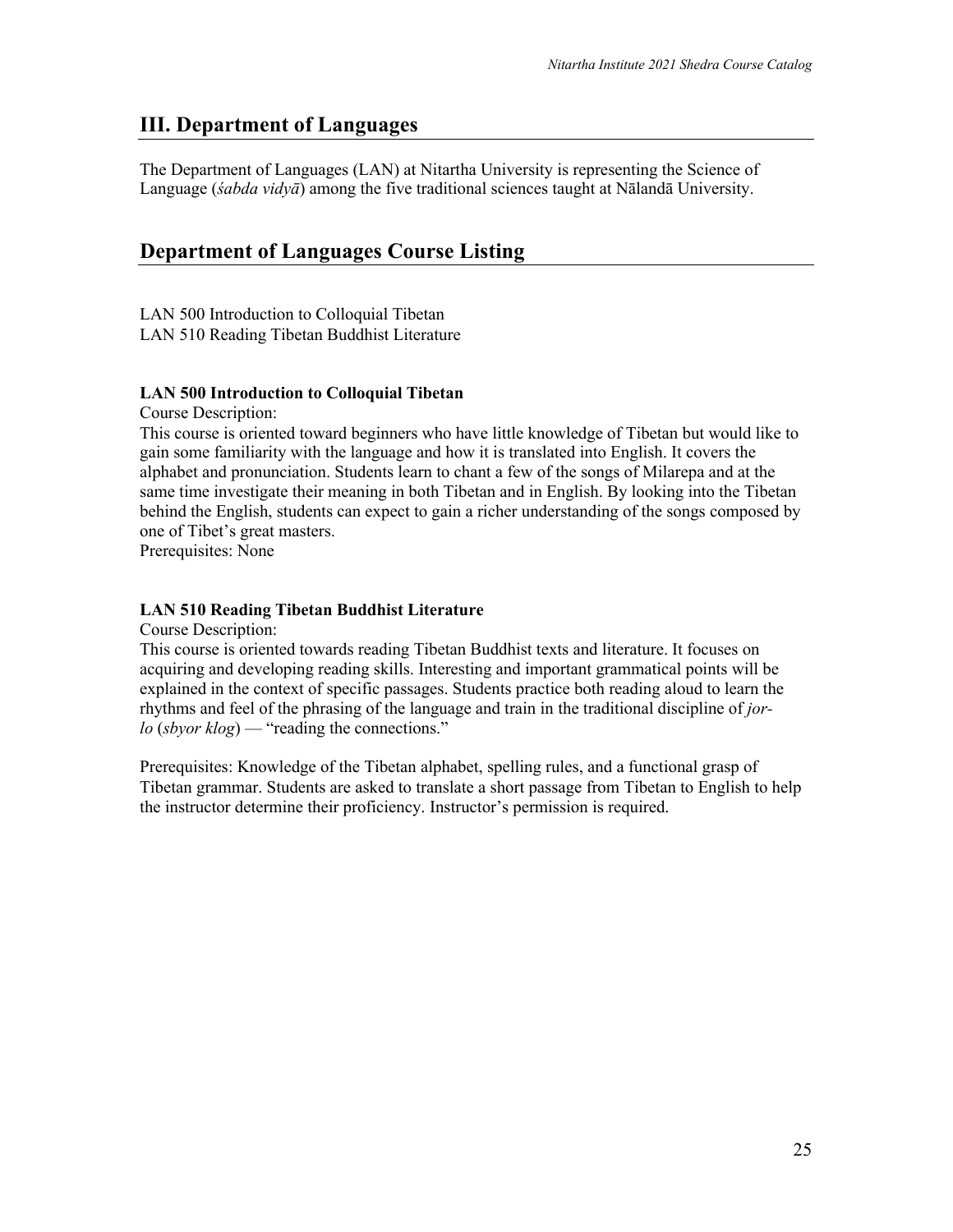## III. Department of Languages

The Department of Languages (LAN) at Nitartha University is representing the Science of Language (*śabda vidyā*) among the five traditional sciences taught at Nālandā University.

## Department of Languages Course Listing

LAN 500 Introduction to Colloquial Tibetan
LAN 510 Reading Tibetan Buddhist Literature

**LAN 500 Introduction to Colloquial Tibetan**

Course Description:
This course is oriented toward beginners who have little knowledge of Tibetan but would like to gain some familiarity with the language and how it is translated into English. It covers the alphabet and pronunciation. Students learn to chant a few of the songs of Milarepa and at the same time investigate their meaning in both Tibetan and in English. By looking into the Tibetan behind the English, students can expect to gain a richer understanding of the songs composed by one of Tibet's great masters.
Prerequisites: None

**LAN 510 Reading Tibetan Buddhist Literature**

Course Description:
This course is oriented towards reading Tibetan Buddhist texts and literature. It focuses on acquiring and developing reading skills. Interesting and important grammatical points will be explained in the context of specific passages. Students practice both reading aloud to learn the rhythms and feel of the phrasing of the language and train in the traditional discipline of *jor-lo* (*sbyor klog*) — "reading the connections."

Prerequisites: Knowledge of the Tibetan alphabet, spelling rules, and a functional grasp of Tibetan grammar. Students are asked to translate a short passage from Tibetan to English to help the instructor determine their proficiency. Instructor's permission is required.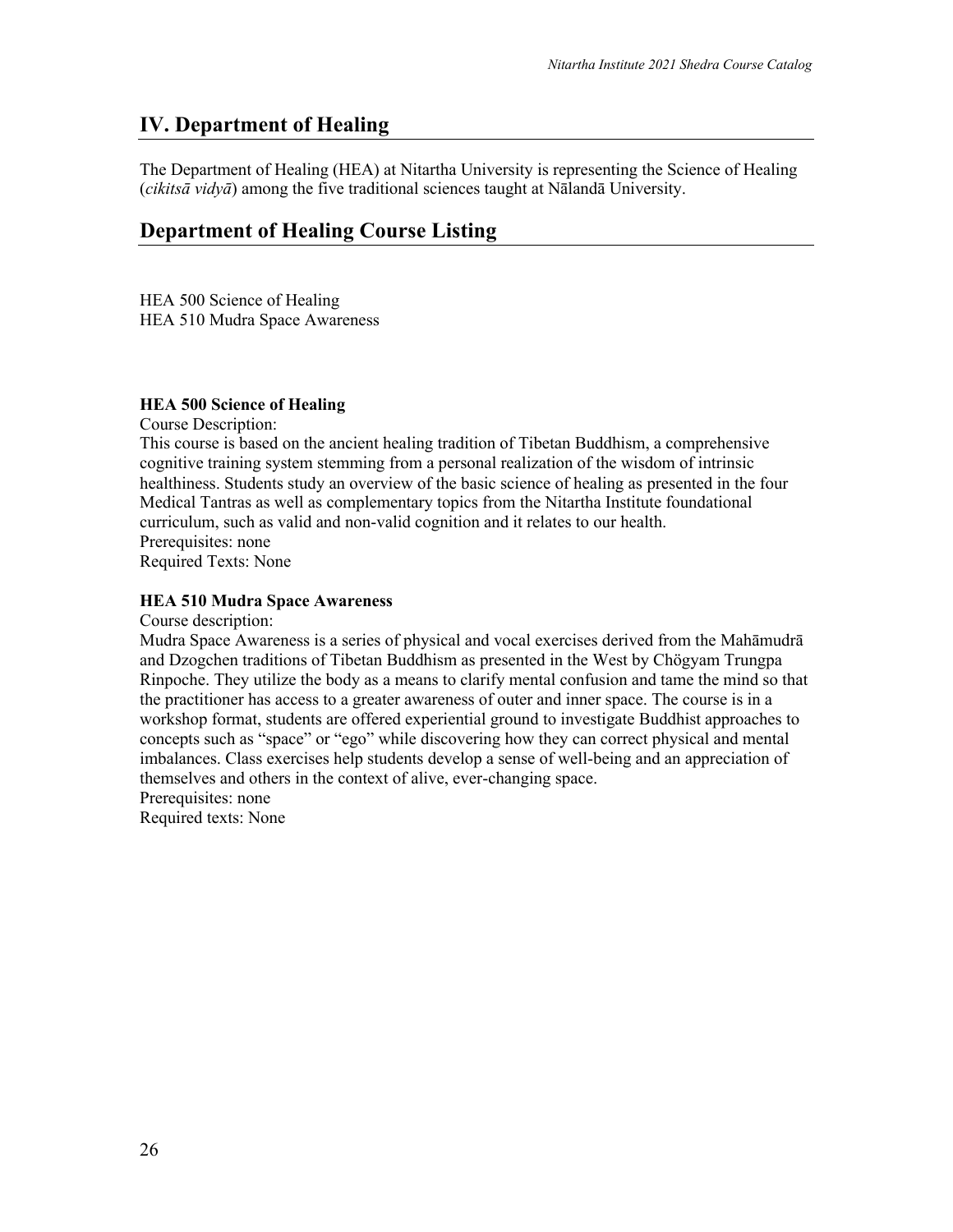## IV. Department of Healing

The Department of Healing (HEA) at Nitartha University is representing the Science of Healing (*cikitsā vidyā*) among the five traditional sciences taught at Nālandā University.

## Department of Healing Course Listing

HEA 500 Science of Healing
HEA 510 Mudra Space Awareness

**HEA 500 Science of Healing**
Course Description:
This course is based on the ancient healing tradition of Tibetan Buddhism, a comprehensive cognitive training system stemming from a personal realization of the wisdom of intrinsic healthiness. Students study an overview of the basic science of healing as presented in the four Medical Tantras as well as complementary topics from the Nitartha Institute foundational curriculum, such as valid and non-valid cognition and it relates to our health.
Prerequisites: none
Required Texts: None

**HEA 510 Mudra Space Awareness**
Course description:
Mudra Space Awareness is a series of physical and vocal exercises derived from the Mahāmudrā and Dzogchen traditions of Tibetan Buddhism as presented in the West by Chögyam Trungpa Rinpoche. They utilize the body as a means to clarify mental confusion and tame the mind so that the practitioner has access to a greater awareness of outer and inner space. The course is in a workshop format, students are offered experiential ground to investigate Buddhist approaches to concepts such as "space" or "ego" while discovering how they can correct physical and mental imbalances. Class exercises help students develop a sense of well-being and an appreciation of themselves and others in the context of alive, ever-changing space.
Prerequisites: none
Required texts: None